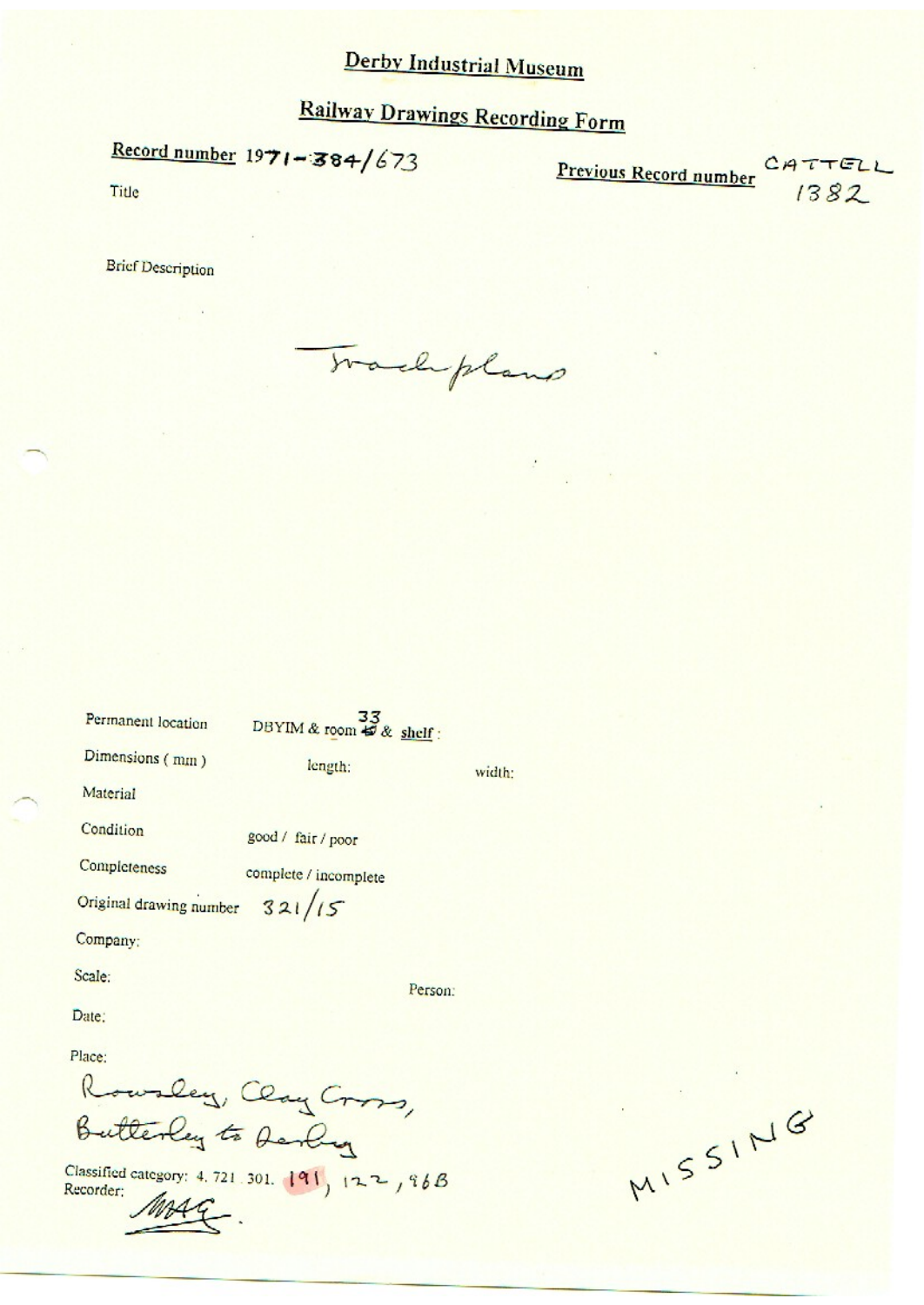# Derby Industrial Museum

## Railway Drawings Recording Form

**Record number** 1971-384/673

**Previous Record number** CATTELL 1382

Title

Brief Description

Track plans

Permanent location DBYIM & room 33 & shelf :

Dimensions ( mm ) length: width:

Material

Condition good / fair / poor

Completeness complete / incomplete

Original drawing number 321/15

Company:

Scale: Person:

Date:

Place:

Rowsley, Clay Cross, Butterley to Derby

Classified category: 4. 721. 301. 191, 122, 96B

Recorder:

MAG.

MISSING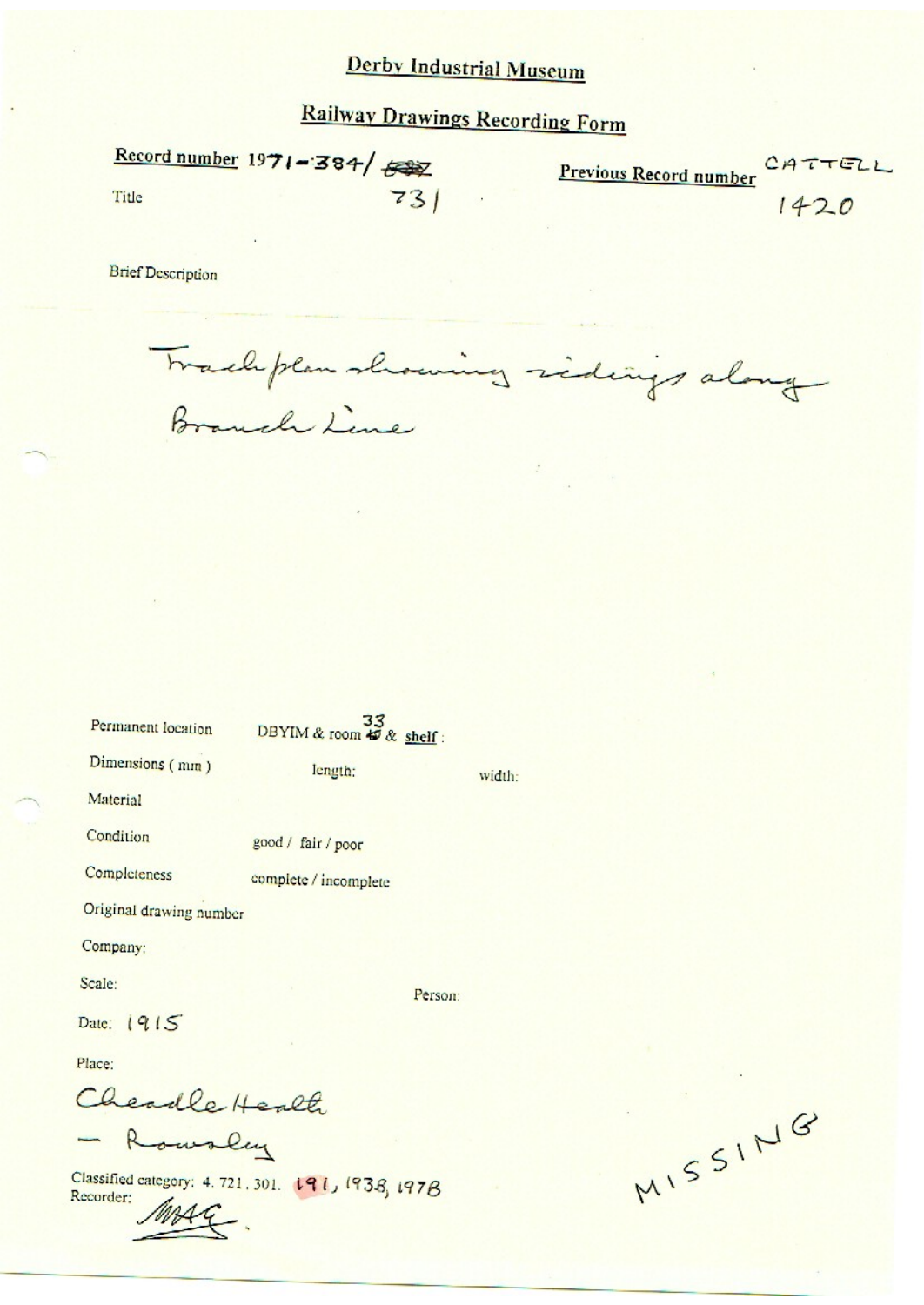# Derby Industrial Museum

## Railway Drawings Recording Form

**Record number** 1971-384/ ~~682~~ 731

**Previous Record number** CATTELL 1420

Title

Brief Description

Track plan showing sidings along Branch Line

Permanent location DBYIM & room ~~45~~ 33 & shelf:

Dimensions (mm) length: width:

Material

Condition good / fair / poor

Completeness complete / incomplete

Original drawing number

Company:

Scale: Person:

Date: 1915

Place:

Cheadle Heath – Rowsley

Classified category: 4. 721. 301. 191, 193B, 197B

Recorder: MAG

MISSING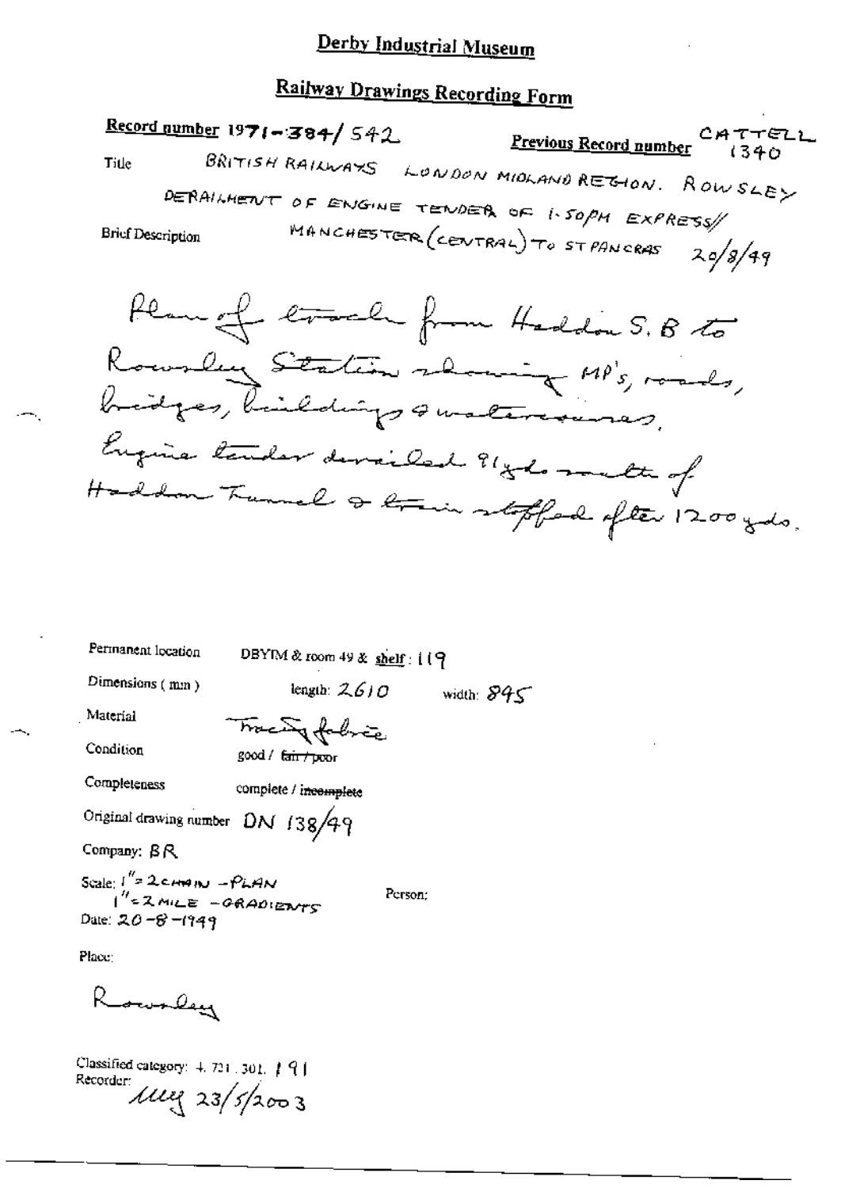# Derby Industrial Museum

## Railway Drawings Recording Form

**Record number** 1971-384/542

**Previous Record number** CATTELL 1340

Title BRITISH RAILWAYS LONDON MIDLAND REGION. ROWSLEY DERAILMENT OF ENGINE TENDER OF 1.50PM EXPRESS// MANCHESTER (CENTRAL) TO ST PANCRAS 20/8/49

Brief Description

Plan of track from Haddon S.B to Rowsley Station showing MP's, roads, bridges, buildings & watercourses. Engine tender derailed 91 yds south of Haddon Tunnel & train stopped after 1200 yds.

Permanent location DBYIM & room 49 & shelf: 119

Dimensions (mm) length: 2610 width: 845

Material Tracing fabric

Condition good / ~~fair / poor~~

Completeness complete / ~~incomplete~~

Original drawing number DN 138/49

Company: BR

Scale: 1" = 2 CHAIN - PLAN
1" = 2 MILE - GRADIENTS

Person:

Date: 20-8-1949

Place:

Rowsley

Classified category: 4.721.301.191

Recorder: MEY 23/5/2003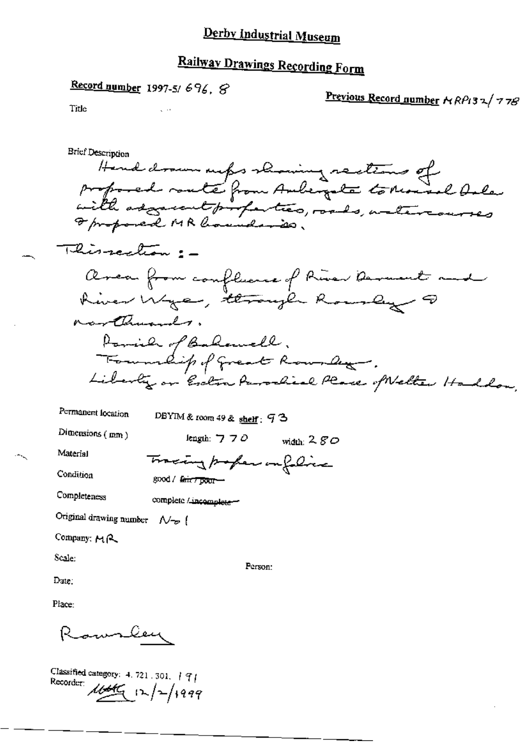# Derby Industrial Museum

## Railway Drawings Recording Form

**Record number** 1997-5/ 696. 8

**Previous Record number** MRP132/778

Title

Brief Description

Hand drawn maps showing sections of proposed route from Ambergate to Monsal Dale with adjacent properties, roads, watercourses & proposed MR boundaries.

This section :-

Area from confluence of River Derwent and River Wye, through Rowsley & northwards.

Parish of Bakewell.

Township of Great Rowsley.

Liberty or Extra Parochial Place of Nether Haddon.

Permanent location DBYIM & room 49 & shelf: 93

Dimensions (mm) length: 770 width: 280

Material Tracing paper on fabric

Condition good / ~~fair / poor~~

Completeness complete / ~~incomplete~~

Original drawing number No 1

Company: MR

Scale:

Person:

Date:

Place:

Rowsley

Classified category: 4. 721. 301. 191

Recorder: [signature] 12/2/1999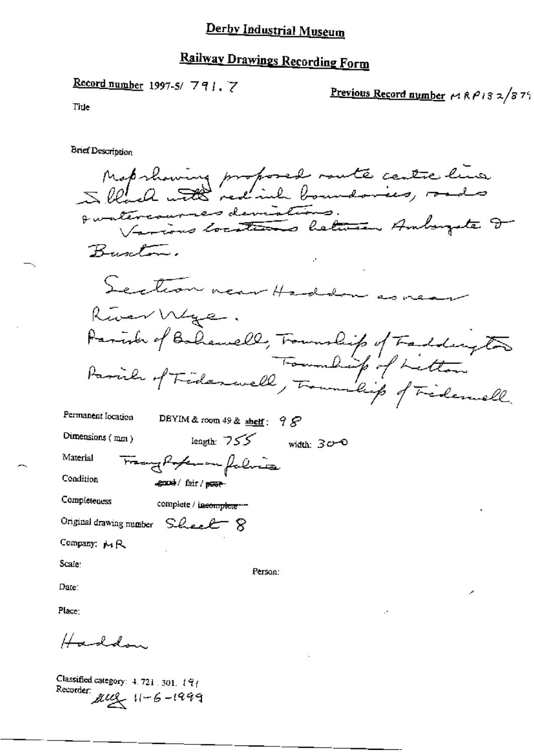# Derby Industrial Museum

## Railway Drawings Recording Form

**Record number** 1997-5/ 791.7

**Previous Record number** MRP132/879

Title

Brief Description

Map showing proposed route centre line in black with red ink boundaries, roads & watercourses deviations.
Various locations between Ambergate & Buxton.

Section near Haddon as near River Wye.
Parish of Bakewell, Township of Haddington
Parish of Tideswell, Township of Litton
Township of Tideswell.

Permanent location DBYIM & room 49 & shelf: 98

Dimensions (mm) length: 755 width: 300

Material Tracing Paper on fabric

Condition ~~good~~ / fair / ~~poor~~

Completeness complete / ~~incomplete~~

Original drawing number Sheet 8

Company: MR

Scale:

Person:

Date:

Place:

Haddon

Classified category: 4.721.301.191

Recorder: sug 11-6-1999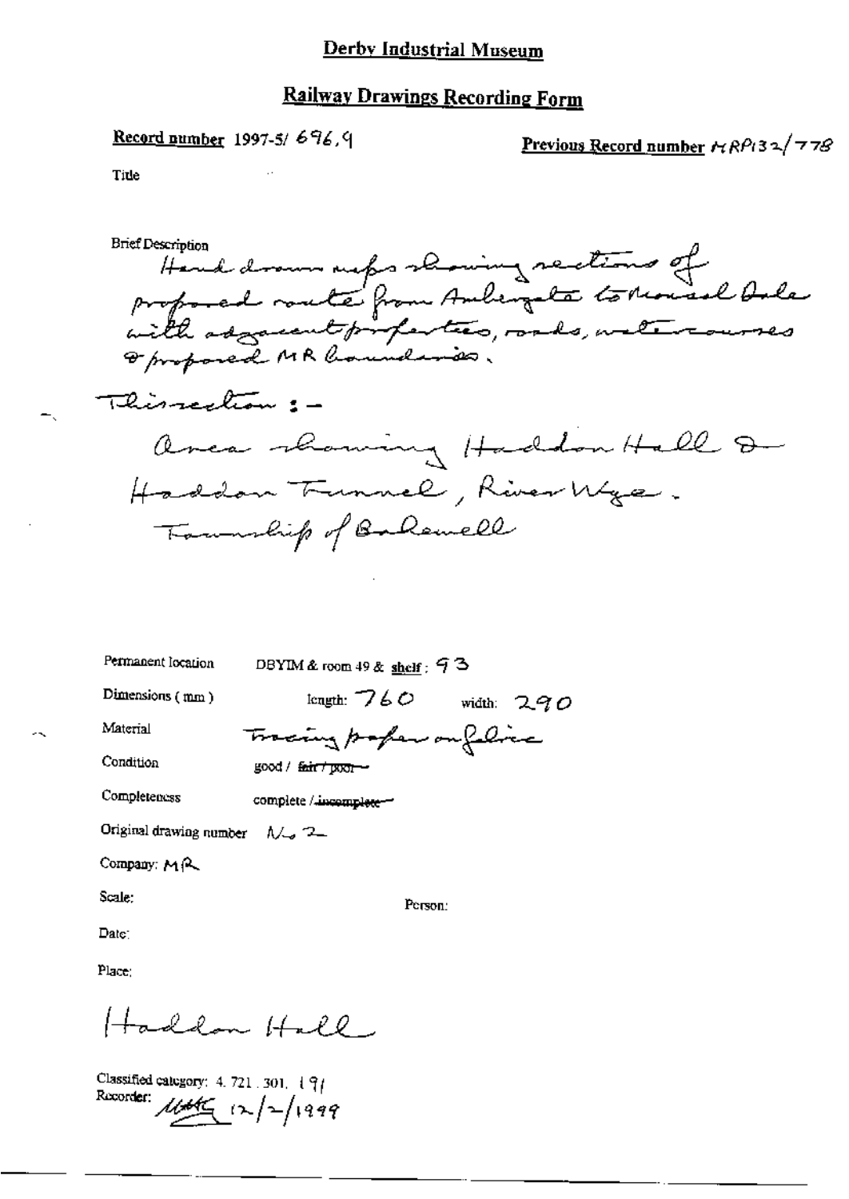# Derby Industrial Museum

## Railway Drawings Recording Form

**Record number** 1997-5/ 696.9

**Previous Record number** MRP132/778

Title

Brief Description

Hand drawn maps showing sections of proposed route from Ambergate to Monsal Dale with adjacent properties, roads, watercourses & proposed MR boundaries.

This section :-

Area showing Haddon Hall & Haddon Tunnel, River Wye. Township of Bakewell

Permanent location DBYIM & room 49 & shelf : 93

Dimensions (mm) length: 760 width: 290

Material Tracing paper on fabric

Condition good / ~~fair / poor~~

Completeness complete / ~~incomplete~~

Original drawing number No 2

Company: MR

Scale:

Person:

Date:

Place:

Haddon Hall

Classified category: 4. 721. 301. 191

Recorder: MHK 12/2/1999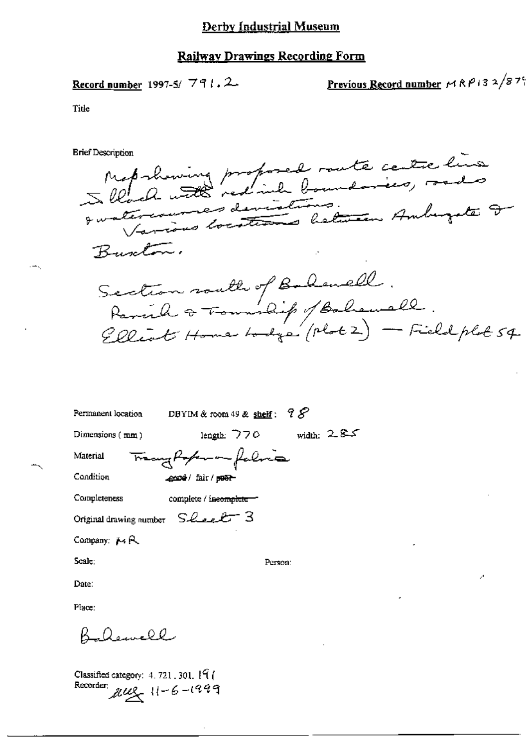# Derby Industrial Museum

## Railway Drawings Recording Form

**Record number** 1997-5/ 791.2

**Previous Record number** MRP132/879

Title

Brief Description

Map showing proposed route centre line in black with red ink boundaries, roads & watercourses deviations.
Various locations between Ambergate & Buxton.

Section south of Bakewell.
Parish & Township of Bakewell.
Elliot Home Lodge (plot 2) — Field plot 54

Permanent location DBYIM & room 49 & **shelf**: 98

Dimensions (mm) length: 770 width: 285

Material Tracing Paper on fabric

Condition ~~good~~ / fair / ~~poor~~

Completeness complete / ~~incomplete~~

Original drawing number Sheet 3

Company: MR

Scale:

Person:

Date:

Place:

Bakewell

Classified category: 4.721.301.191

Recorder: auy 11-6-1999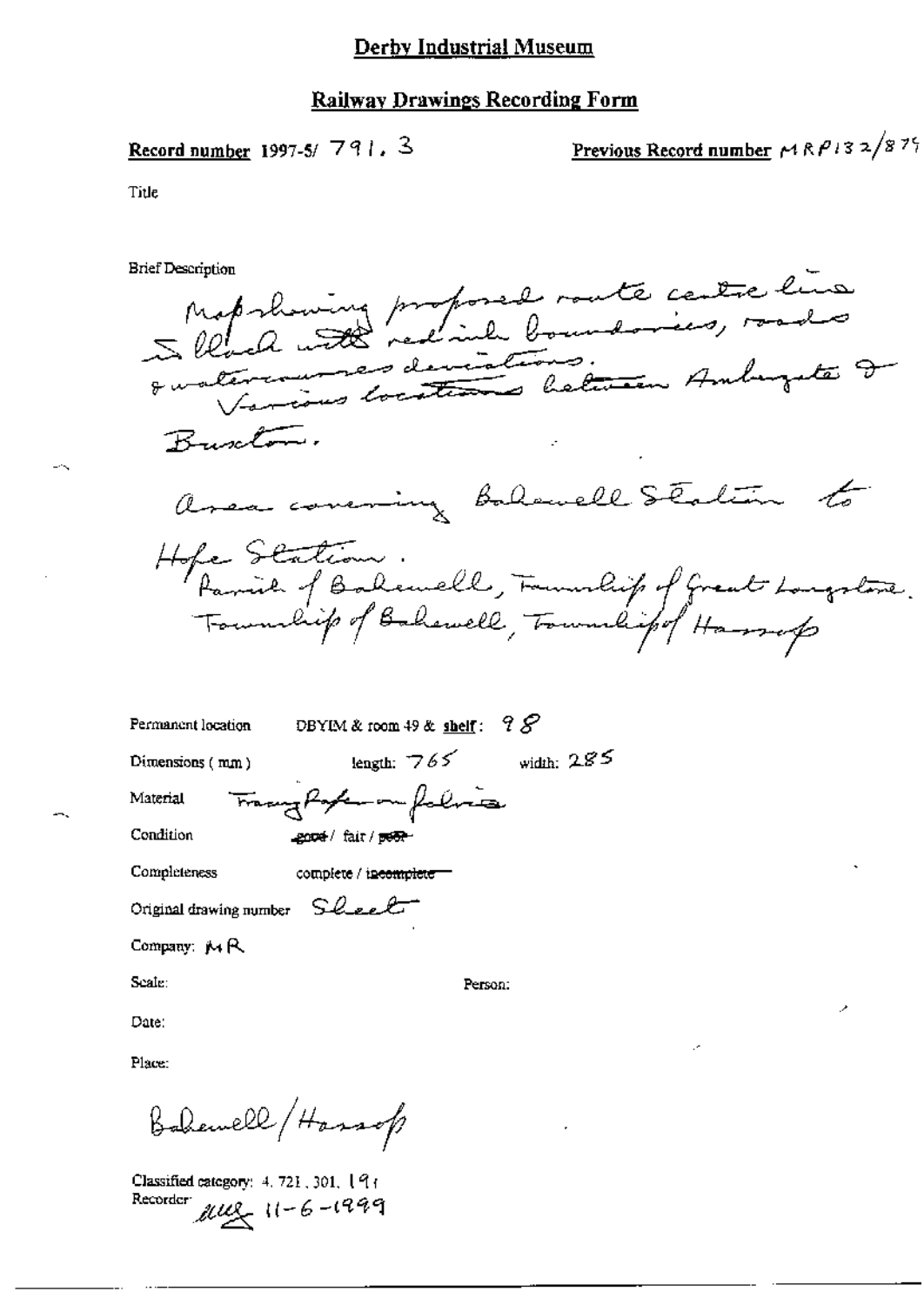# Derby Industrial Museum

## Railway Drawings Recording Form

**Record number** 1997-5/ 791. 3

**Previous Record number** MRP132/875

Title

Brief Description

Map showing proposed route centre line in black with red ink boundaries, roads & watercourses deviations. Various locations between Ambergate & Buxton.

Area covering Bakewell Station to Hope Station.
Parish of Bakewell, Township of Great Longstone. Township of Bakewell, Township of Hassop

Permanent location DBYIM & room 49 & **shelf**: 98

Dimensions (mm) length: 765 width: 285

Material Tracing Paper on fabric

Condition ~~good~~ / fair / ~~poor~~

Completeness complete / ~~incomplete~~

Original drawing number Sheet

Company: MR

Scale:

Person:

Date:

Place:

Bakewell / Hassop

Classified category: 4. 721. 301. 191

Recorder: [initials] 11-6-1999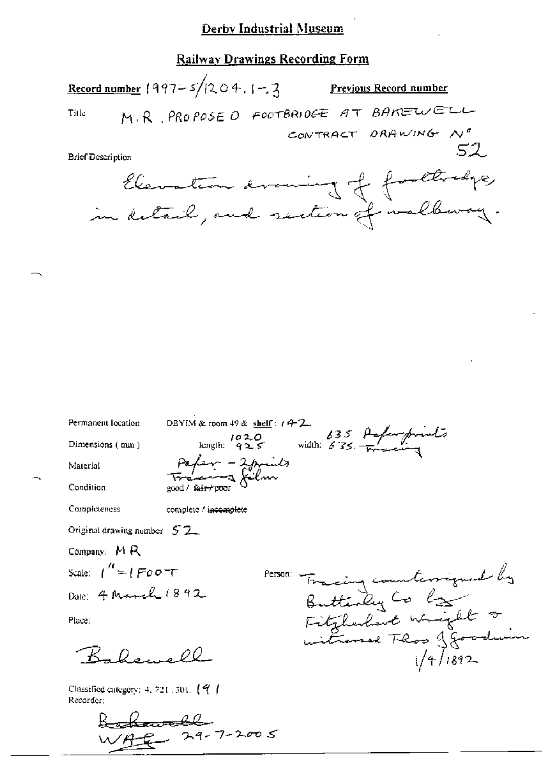# Derby Industrial Museum

## Railway Drawings Recording Form

**Record number** 1997-5/1204.1-.3 **Previous Record number**

Title M.R. PROPOSED FOOTBRIDGE AT BAKEWELL CONTRACT DRAWING No 52

Brief Description

Elevation drawing of footbridge, in detail, and section of walkway.

Permanent location DBYIM & room 49 & shelf: 142

Dimensions (mm) length: 1020 / 925 width: 635 Paper prints / 635 Tracing

Material Paper - 2 prints / Tracing film

Condition good / ~~fair / poor~~

Completeness complete / ~~incomplete~~

Original drawing number 52

Company: MR

Scale: 1" = 1 FOOT

Date: 4 March 1892

Place:

Bakewell

Person: Tracing countersigned by Butterley Co by Fitzhubert Wright & witnessed Thos J Goodwin 1/4/1892

Classified category: 4. 721. 301. 191

Recorder:

Bakewell
WAG 29-7-2005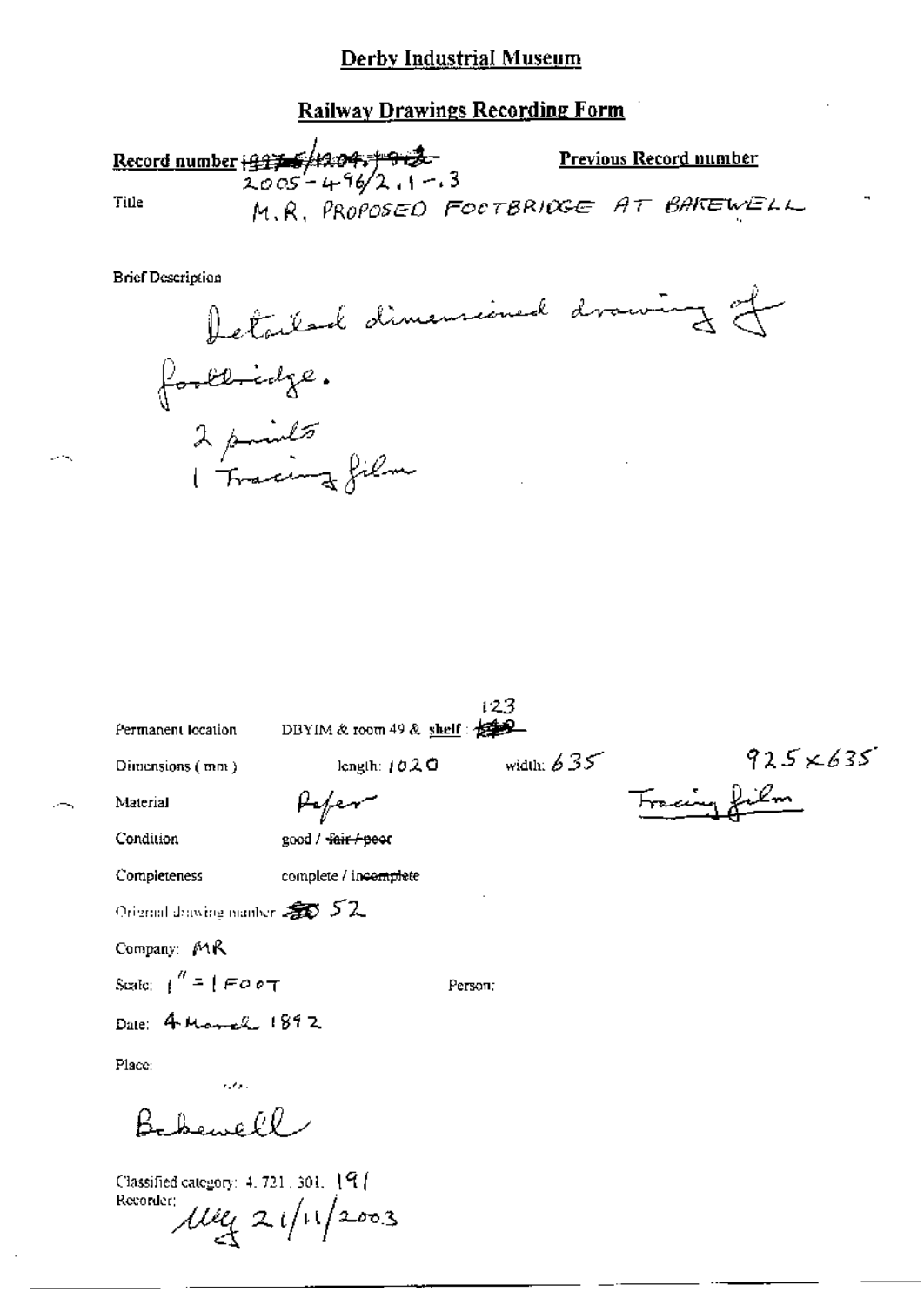## Derby Industrial Museum

## Railway Drawings Recording Form

**Record number** ~~1997-5/1204.1-912~~ 2005-496/2.1-.3

**Previous Record number**

Title: M.R. PROPOSED FOOTBRIDGE AT BAKEWELL

Brief Description

Detailed dimensioned drawing of footbridge.
2 prints
1 Tracing film

Permanent location: DBYIM & room 49 & **shelf**: ~~...~~ 123

Dimensions (mm): length: 1020 width: 635 — 925 × 635 Tracing film

Material: Paper

Condition: good / ~~fair / poor~~

Completeness: complete / ~~incomplete~~

Original drawing number: ~~...~~ 52

Company: MR

Scale: 1" = 1 FOOT

Person:

Date: 4 March 1892

Place:

Bakewell

Classified category: 4.721.301.191

Recorder: ... 21/11/2003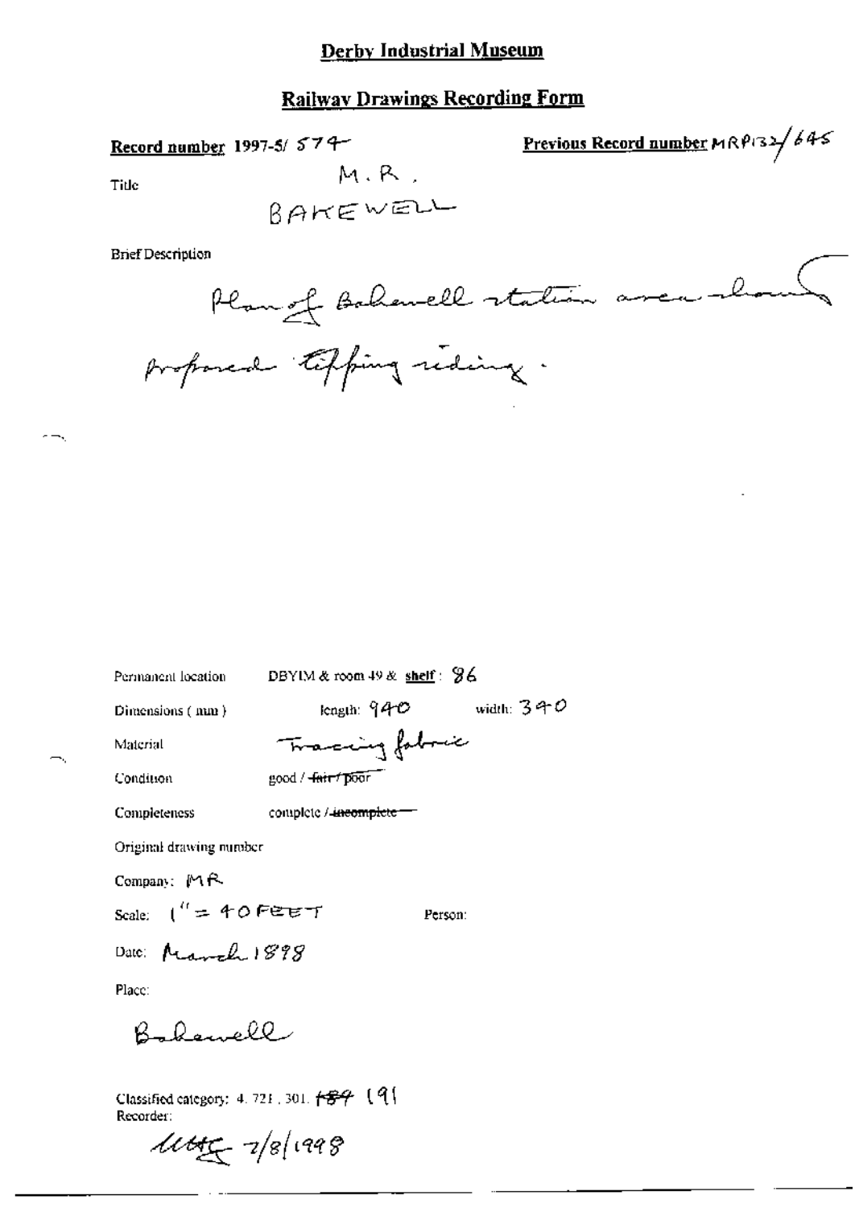# Derby Industrial Museum

## Railway Drawings Recording Form

**Record number** 1997-5/ 574

**Previous Record number** MRP132/645

Title M.R. BAKEWELL

Brief Description

Plan of Bakewell station area showing proposed tipping siding.

Permanent location DBYIM & room 49 & **shelf**: 86

Dimensions (mm) length: 940 width: 340

Material Tracing fabric

Condition good / ~~fair / poor~~

Completeness complete / ~~incomplete~~

Original drawing number

Company: MR

Scale: 1" = 40 FEET

Person:

Date: March 1898

Place:

Bakewell

Classified category: 4. 721. 301. ~~189~~ 191

Recorder:

MHG 7/8/1998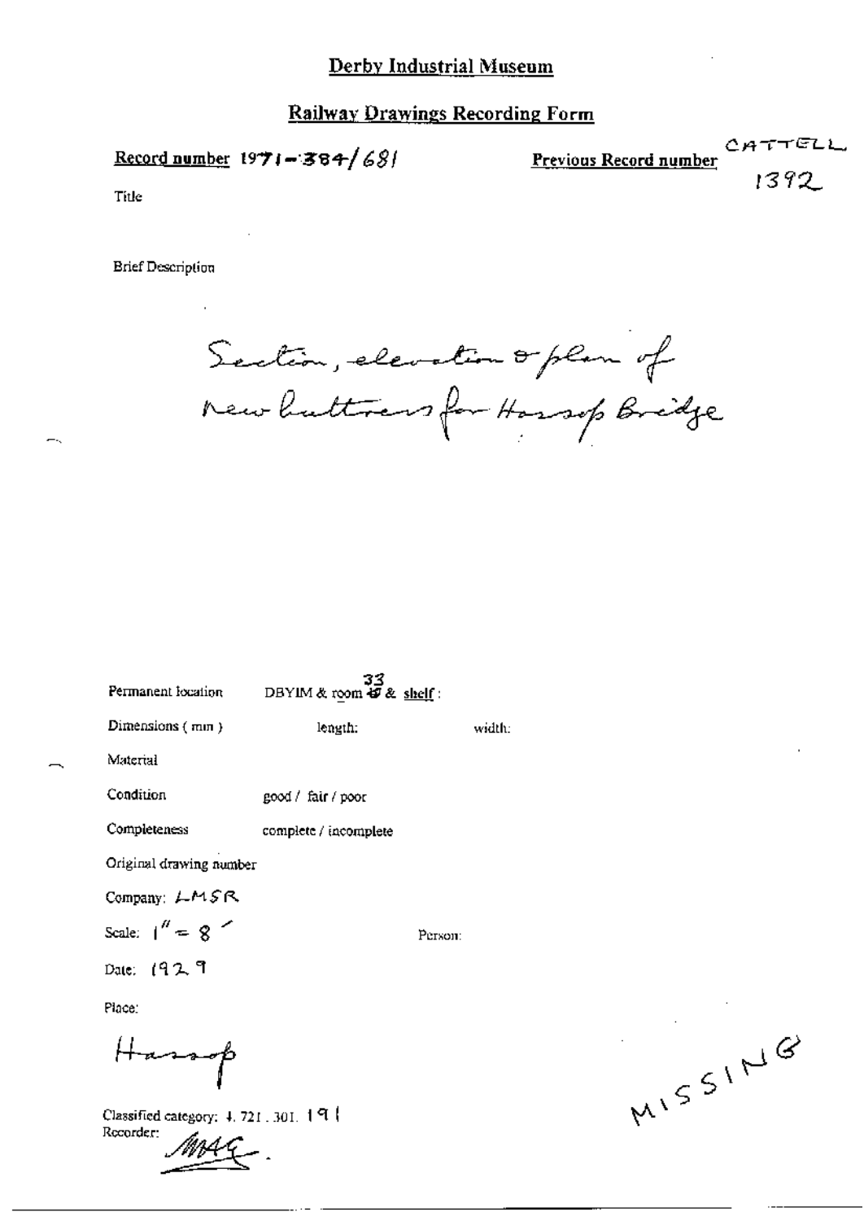# Derby Industrial Museum

## Railway Drawings Recording Form

**Record number** 1971-384/681

**Previous Record number** CATTELL 1392

Title

Brief Description

Section, elevation & plan of new buttress for Hassop Bridge

Permanent location DBYIM & room 33 & shelf:

Dimensions (mm) length: width:

Material

Condition good / fair / poor

Completeness complete / incomplete

Original drawing number

Company: LMSR

Scale: 1" = 8'

Person:

Date: 1929

Place:

Hassop

Classified category: 4.721.301.191

Recorder: MAG.

MISSING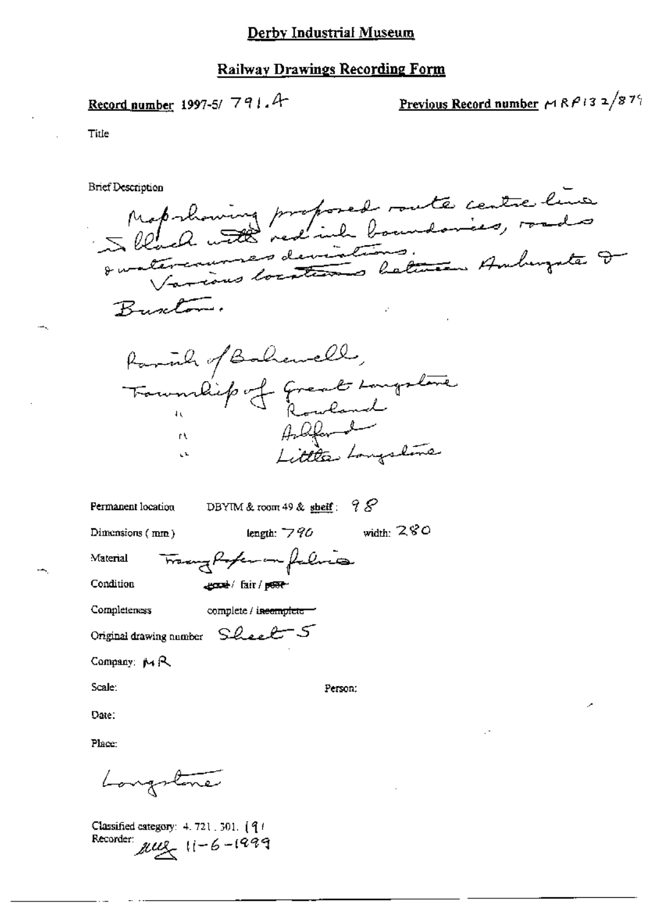# Derby Industrial Museum

## Railway Drawings Recording Form

**Record number** 1997-5/ 791.4

**Previous Record number** MRP132/879

Title

Brief Description

Map showing proposed route centre line in black with red ink boundaries, roads & watercourses deviations. Various locations between Ambergate & Buxton.

Parish of Bakewell,
Township of Great Longstone
" Rowland
" Ashford
" Little Longstone

Permanent location DBYIM & room 49 & shelf: 98

Dimensions (mm) length: 790 width: 280

Material Tracing Paper on fabric

Condition ~~good~~ / fair / ~~poor~~

Completeness complete / ~~incomplete~~

Original drawing number Sheet 5

Company: MR

Scale:

Person:

Date:

Place:

Longstone

Classified category: 4.721.301.191

Recorder: ALLS 11-6-1999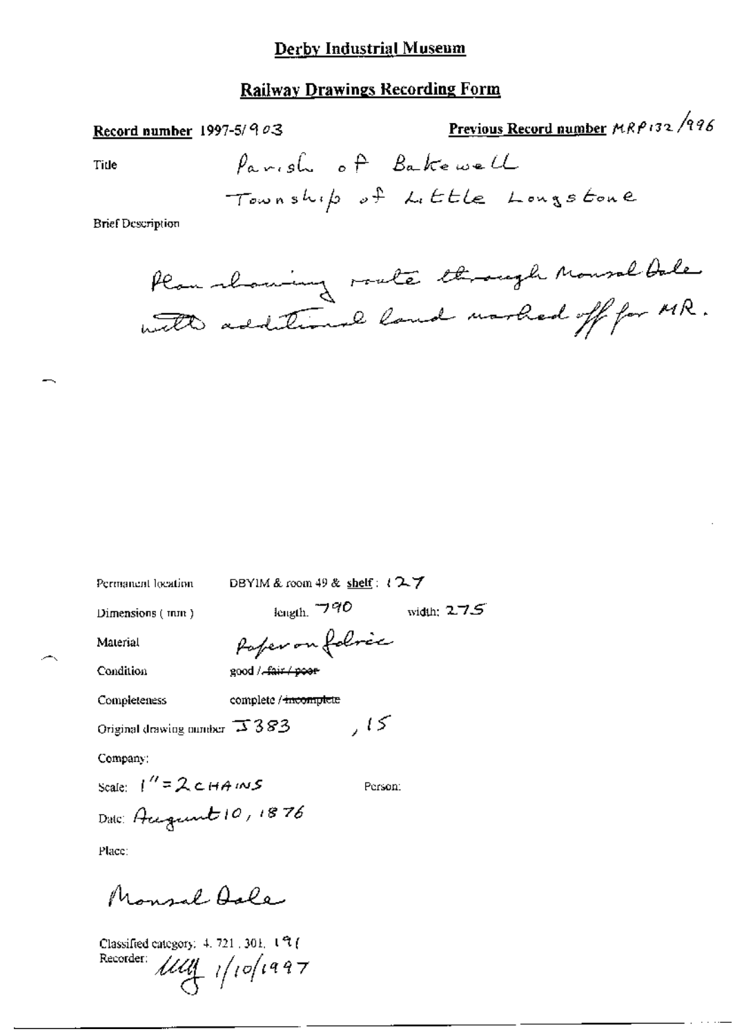# Derby Industrial Museum

## Railway Drawings Recording Form

**Record number** 1997-5/903

**Previous Record number** MRP132/996

Title

Parish of Bakewell
Township of Little Longstone

Brief Description

Plan showing route through Monsal Dale with additional land marked off for MR.

Permanent location DBYIM & room 49 & **shelf**: 127

Dimensions (mm) length: 790 width: 275

Material Paper on fabric

Condition good / ~~fair / poor~~

Completeness complete / ~~incomplete~~

Original drawing number J383 , 15

Company:

Scale: 1" = 2 CHAINS

Person:

Date: August 10, 1876

Place:

Monsal Dale

Classified category: 4. 721. 301. 191

Recorder: UUy 1/10/1997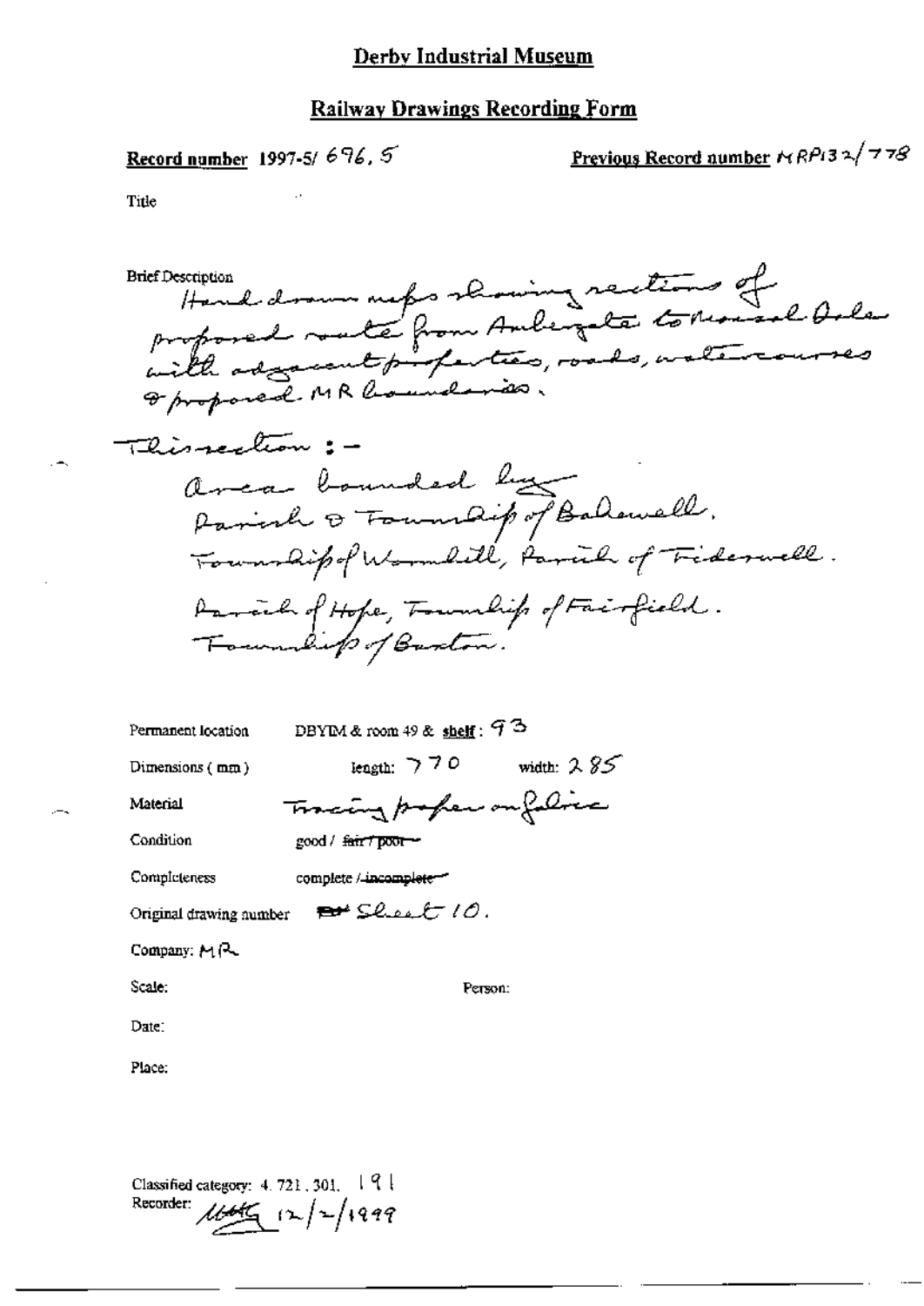# Derby Industrial Museum

## Railway Drawings Recording Form

**Record number** 1997-5/ 696. 5

**Previous Record number** MRP132/778

Title

Brief Description

Hand drawn maps showing sections of proposed route from Ambergate to Rowsel Dale with adjacent properties, roads, watercourses & proposed MR boundaries.

This section :-

Area bounded by
Parish & Township of Bakewell.
Township of Wormhill, Parish of Tideswell.
Parish of Hope, Township of Fairfield.
Township of Buxton.

Permanent location DBYIM & room 49 & shelf : 93

Dimensions ( mm ) length: 770 width: 285

Material Tracing paper on fabric

Condition good / ~~fair / poor~~

Completeness complete / ~~incomplete~~

Original drawing number ~~RM~~ Sheet 10.

Company: MR

Scale:

Person:

Date:

Place:

Classified category: 4. 721. 301. 191

Recorder: [initials] 12/2/1999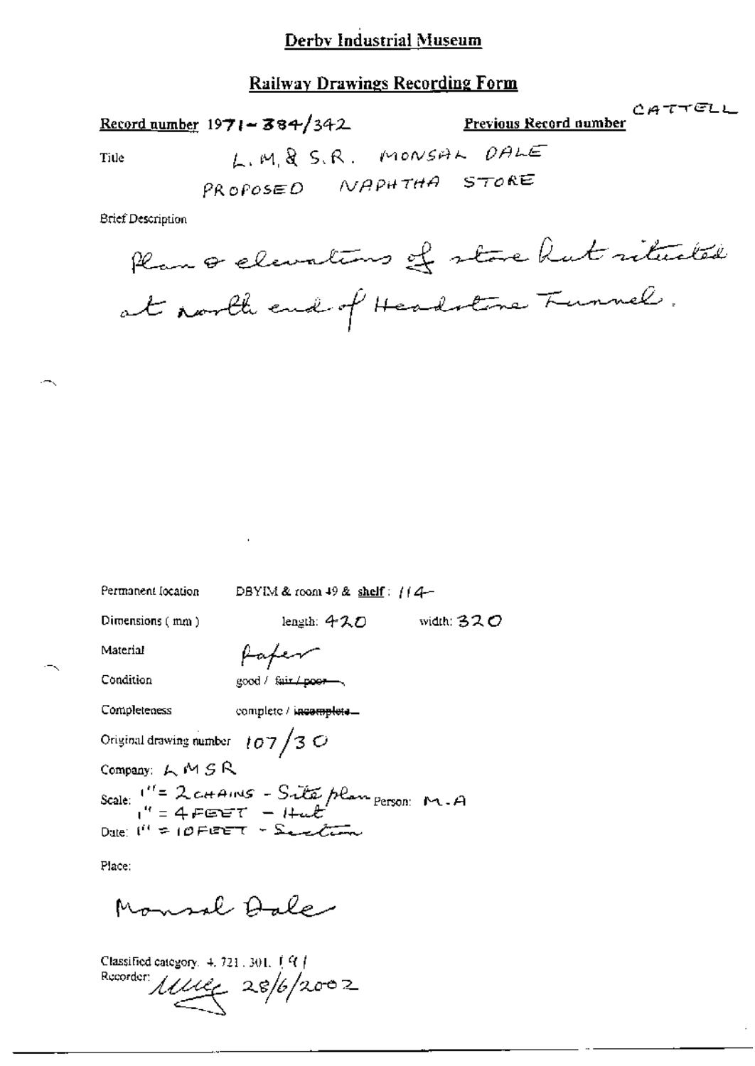# Derby Industrial Museum

## Railway Drawings Recording Form

**Record number** 1971-384/342

**Previous Record number** CATTELL

Title L.M.& S.R. MONSAL DALE PROPOSED NAPHTHA STORE

Brief Description

Plan & elevations of store hut situated at north end of Headstone Tunnel.

Permanent location DBYIM & room 49 & shelf : 114

Dimensions ( mm ) length: 420 width: 320

Material Paper

Condition good / ~~fair / poor~~

Completeness complete / ~~incomplete~~

Original drawing number 107/30

Company: LMSR

Scale: 1" = 2 CHAINS - Site plan; 1" = 4 FEET - Hut; 1" = 10 FEET - Section

Person: M.A

Date:

Place:

Monsal Dale

Classified category. 4. 721. 301. 191

Recorder: [signature] 28/6/2002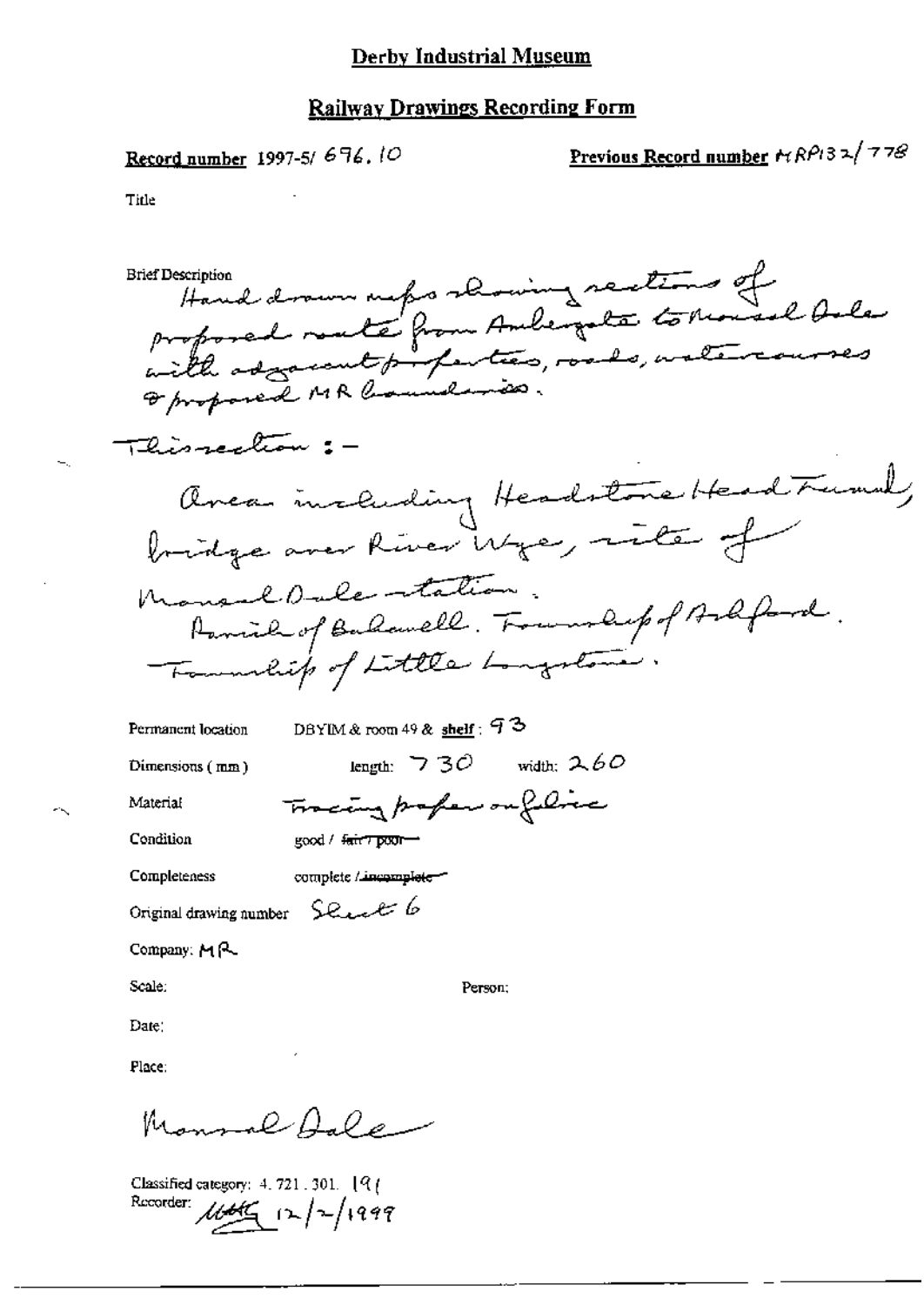# Derby Industrial Museum

## Railway Drawings Recording Form

**Record number** 1997-5/ 696.10

**Previous Record number** MRP132/778

Title

Brief Description
Hand drawn maps showing sections of proposed route from Ambergate to Monsal Dale with adjacent properties, roads, watercourses & proposed MR boundaries.

This section :-

Area including Headstone Head Tunnel, bridge over River Wye, site of Monsal Dale station.
Parish of Bakewell. Township of Ashford.
Township of Little Longstone.

Permanent location: DBYIM & room 49 & **shelf**: 93

Dimensions (mm): length: 730 width: 260

Material: Tracing paper on fabric

Condition: good / ~~fair / poor~~

Completeness: complete / ~~incomplete~~

Original drawing number: Sheet 6

Company: MR

Scale:

Person:

Date:

Place:

Monsal Dale

Classified category: 4.721.301.191

Recorder: [initials] 12/2/1999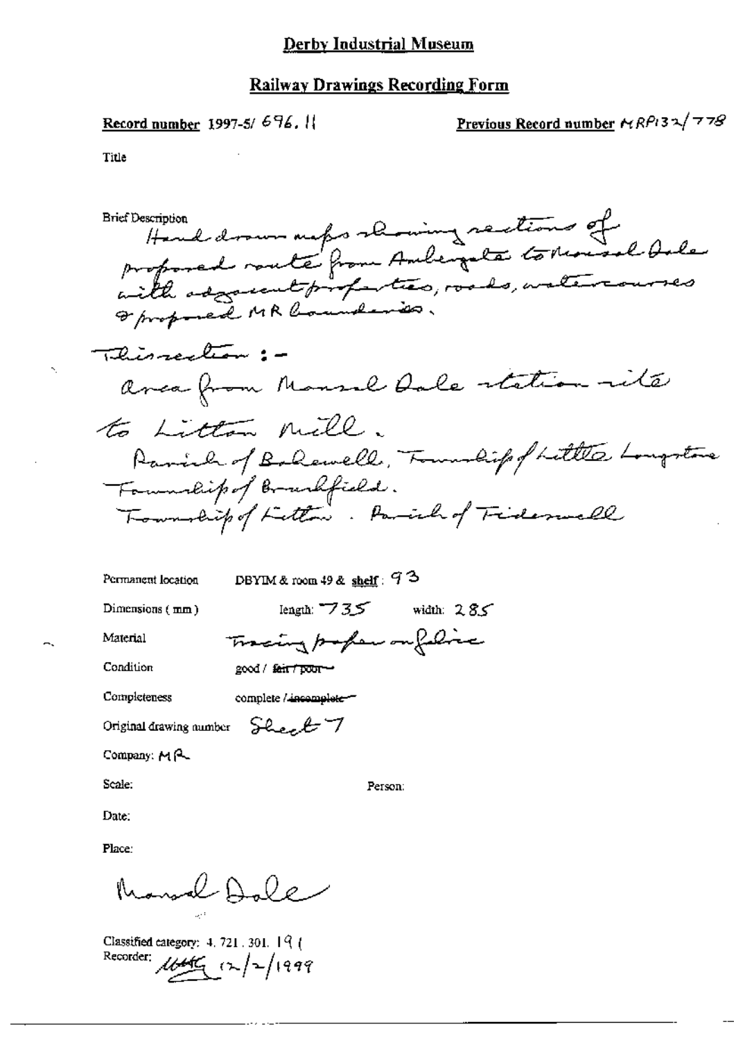# Derby Industrial Museum

## Railway Drawings Recording Form

**Record number** 1997-5/ 696.11

**Previous Record number** MRP132/778

Title

Brief Description

Hand drawn maps showing sections of proposed route from Ambergate to Monsal Dale with adjacent properties, roads, watercourses & proposed MR boundaries.

This section :-

area from Monsal Dale station site to Litton Mill.

Parish of Bakewell, Township of Little Longstone Township of Brushfield.

Township of Litton. Parish of Tideswell

Permanent location: DBYIM & room 49 & shelf: 93

Dimensions (mm): length: 735 width: 285

Material: Tracing paper on fabric

Condition: good / ~~fair / poor~~

Completeness: complete / ~~incomplete~~

Original drawing number: Sheet 7

Company: MR

Scale:

Person:

Date:

Place:

Monsal Dale

Classified category: 4. 721. 301. 19 (

Recorder: [signature] 12/2/1999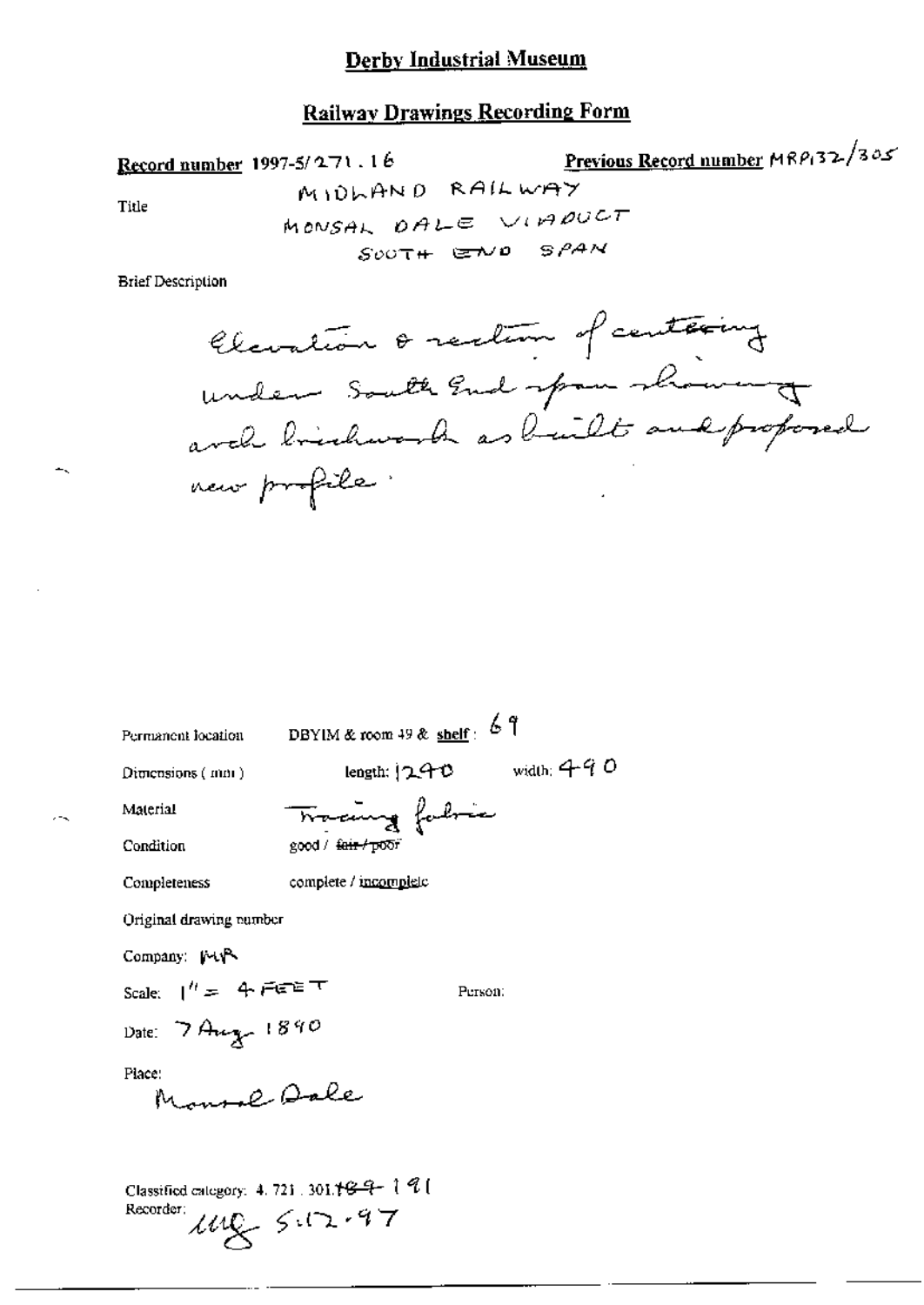# Derby Industrial Museum

## Railway Drawings Recording Form

**Record number** 1997-5/271.16

**Previous Record number** MRP132/305

Title

MIDLAND RAILWAY
MONSAL DALE VIADUCT
SOUTH END SPAN

Brief Description

Elevation & section of centering under South End span showing arch brickwork as built and proposed new profile.

Permanent location DBYIM & room 49 & shelf: 69

Dimensions (mm) length: 1290 width: 490

Material Tracing fabric

Condition good / ~~fair / poor~~

Completeness complete / incomplete

Original drawing number

Company: MR

Scale: 1" = 4 FEET

Person:

Date: 7 Aug 1890

Place:
Monsal Dale

Classified category: 4.721.301.~~189~~ 191
Recorder: MG 5.12.97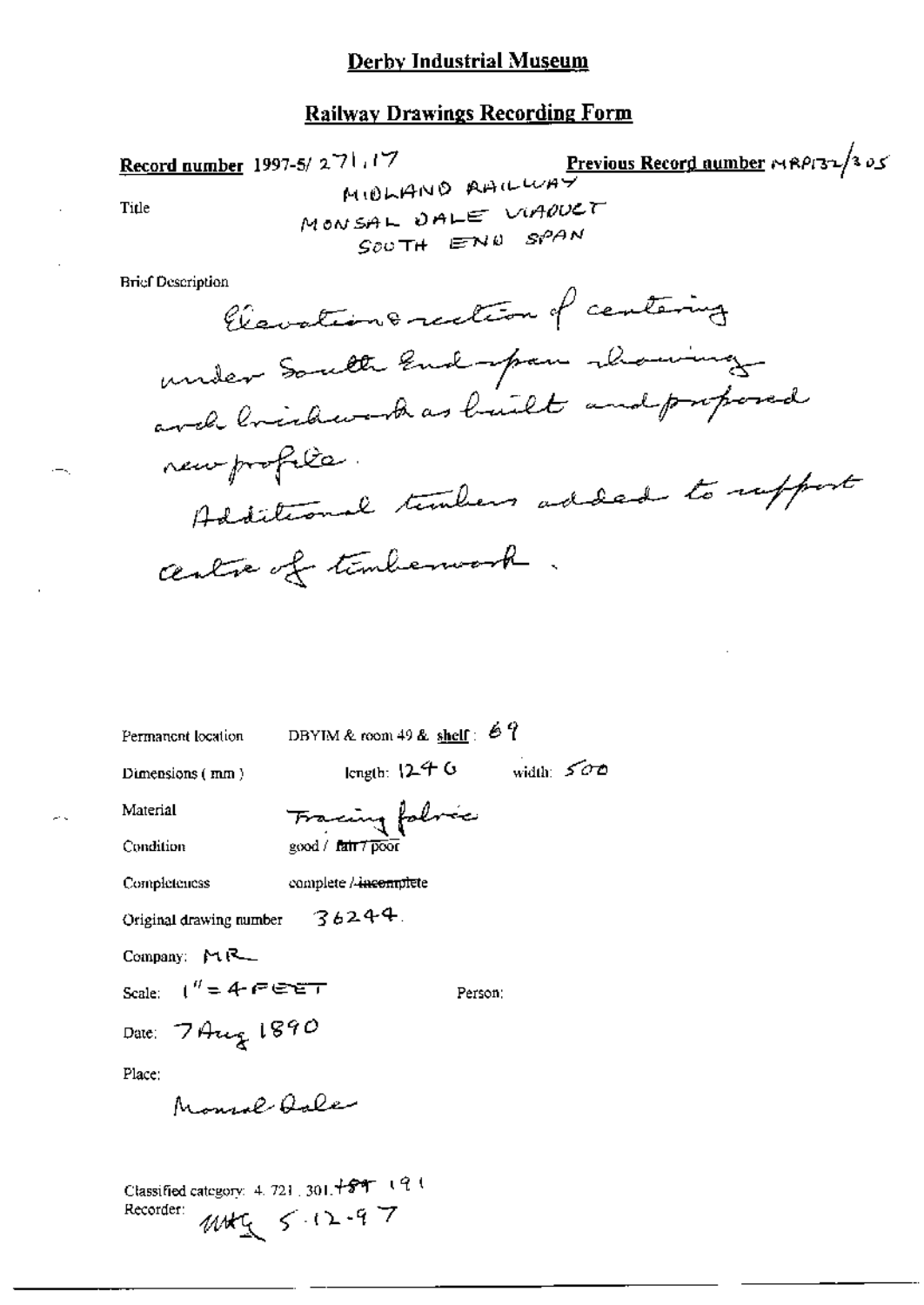# Derby Industrial Museum

## Railway Drawings Recording Form

**Record number** 1997-5/ 271.17 **Previous Record number** MRP132/305

Title

MIDLAND RAILWAY
MONSAL DALE VIADUCT
SOUTH END SPAN

Brief Description

Elevation & section of centering under South End span showing arch brickwork as built and proposed new profile.
Additional timbers added to support centre of timberwork.

Permanent location DBYIM & room 49 & **shelf**: 69

Dimensions (mm) length: 1246 width: 500

Material Tracing fabric

Condition good / ~~fair / poor~~

Completeness complete / ~~incomplete~~

Original drawing number 36244.

Company: MR

Scale: 1" = 4 FEET Person:

Date: 7 Aug 1890

Place:

Monsal Dale

Classified category: 4. 721. 301. ~~189~~ 191
Recorder: MHG 5-12-97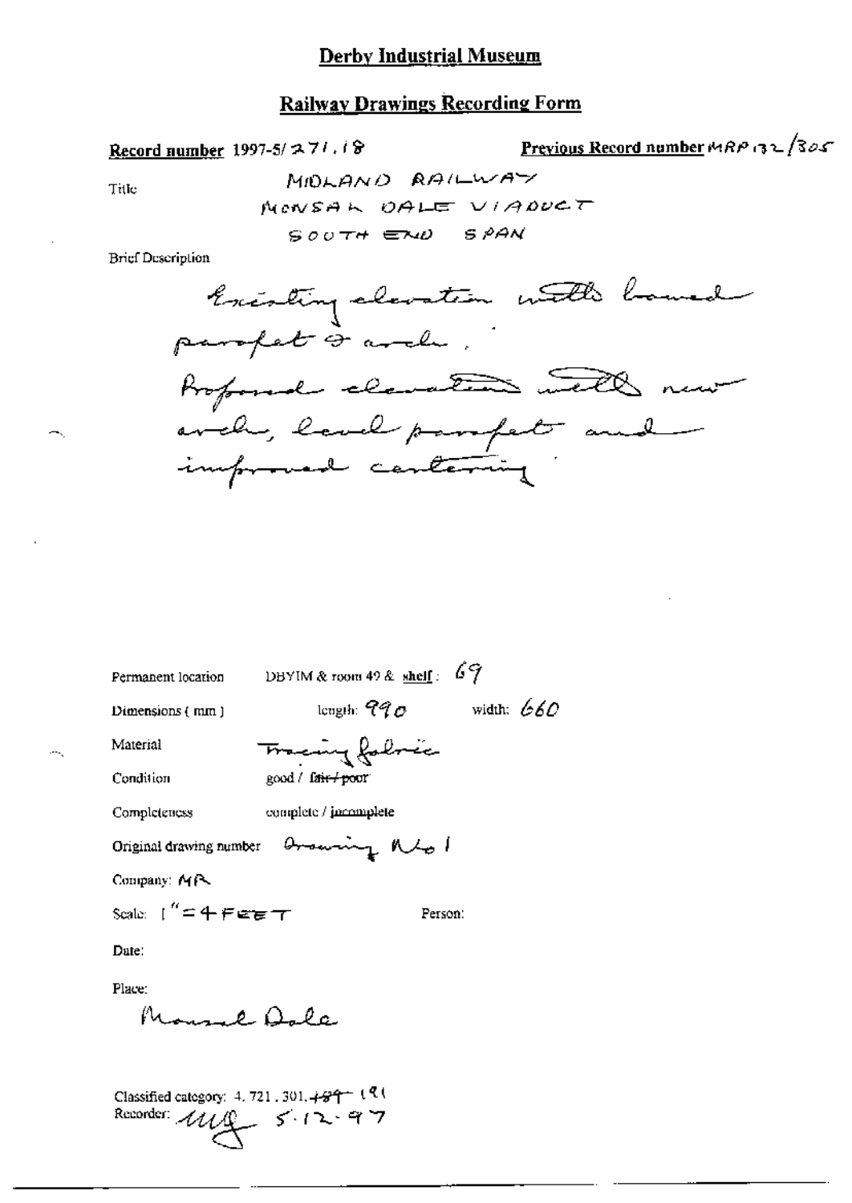# Derby Industrial Museum

## Railway Drawings Recording Form

**Record number** 1997-5/ 271.18 **Previous Record number** MRP 132/305

Title

MIDLAND RAILWAY
MONSAL DALE VIADUCT
SOUTH END SPAN

Brief Description

Existing elevation with bowed parapet & arch.
Proposed elevation with new arch, level parapet and improved centering

Permanent location DBYIM & room 49 & **shelf**: 69

Dimensions (mm) length: 990 width: 660

Material Tracing fabric

Condition good / ~~fair / poor~~

Completeness complete / incomplete

Original drawing number Drawing No 1

Company: MR

Scale: 1" = 4 FEET Person:

Date:

Place:

Monsal Dale

Classified category: 4. 721. 301. ~~189~~ 191
Recorder: MG 5.12.97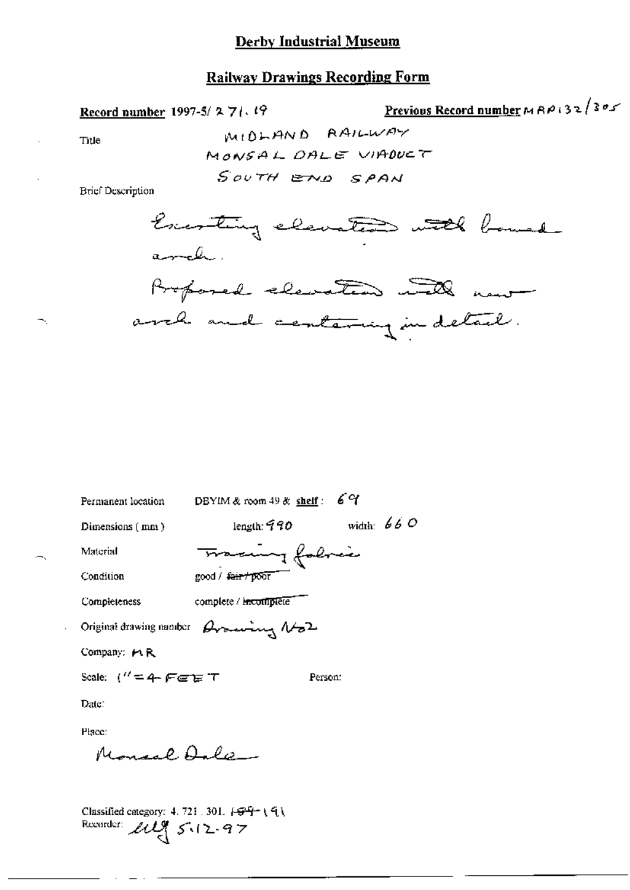# Derby Industrial Museum

## Railway Drawings Recording Form

**Record number** 1997-5/ 271. 19 **Previous Record number** MRP132/305

Title MIDLAND RAILWAY
MONSAL DALE VIADUCT
SOUTH END SPAN

Brief Description

Existing elevation with bowed arch.
Proposed elevation with new arch and centering in detail.

Permanent location DBYIM & room 49 & **shelf**: 69

Dimensions (mm) length: 990 width: 660

Material Tracing fabric

Condition good / ~~fair / poor~~

Completeness complete / ~~incomplete~~

Original drawing number Drawing No2

Company: MR

Scale: 1" = 4 FEET Person:

Date:

Place:

Monsal Dale

Classified category: 4. 721. 301. ~~189~~ 191

Recorder: [initials] 5.12.97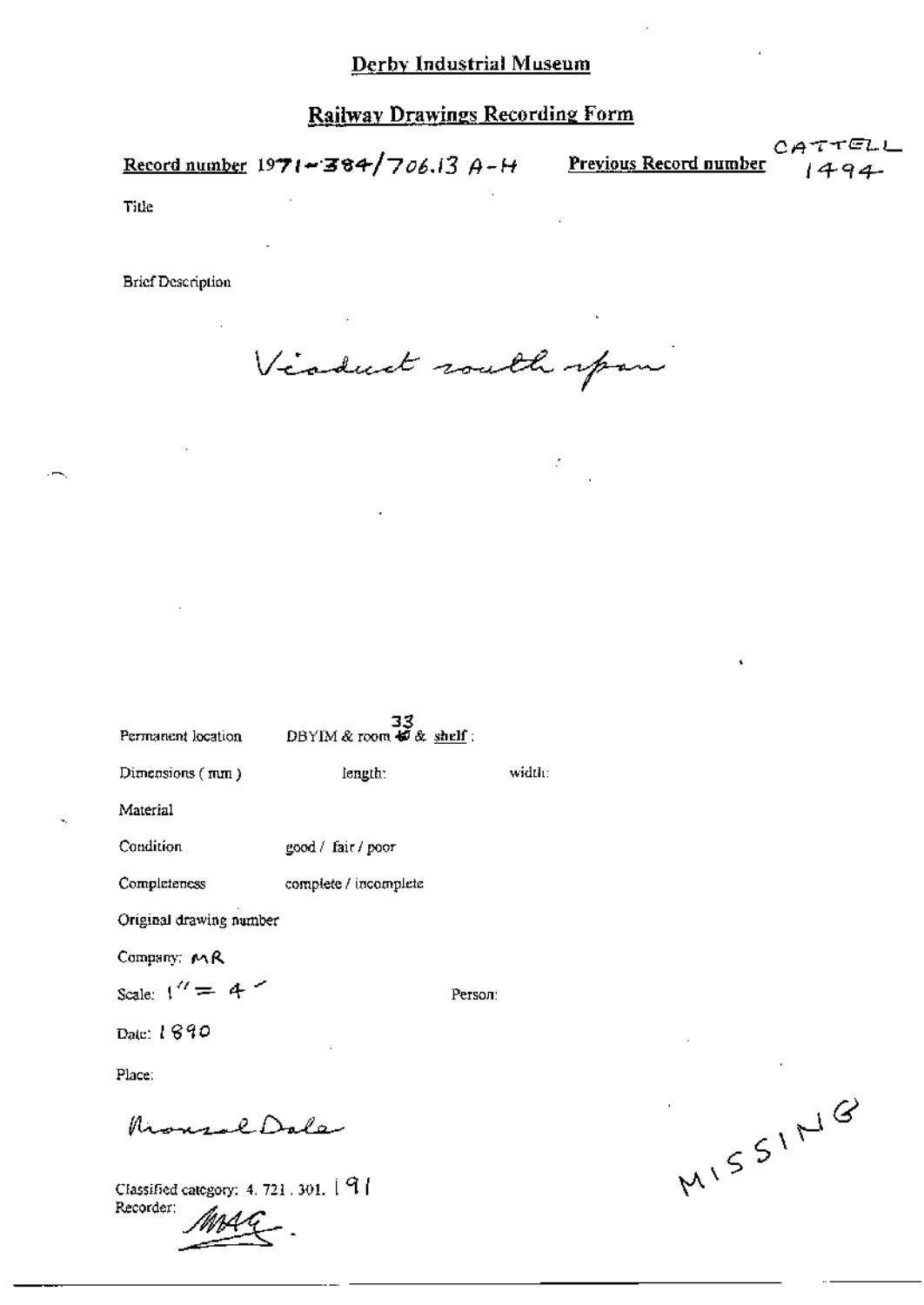# Derby Industrial Museum

## Railway Drawings Recording Form

**Record number** 1971-384/706.13 A-H **Previous Record number** CATTELL 1494

Title

Brief Description

Viaduct south span

Permanent location DBYIM & room 33 & shelf :

Dimensions ( mm ) length: width:

Material

Condition good / fair / poor

Completeness complete / incomplete

Original drawing number

Company: MR

Scale: 1" = 4'

Person:

Date: 1890

Place:

Monsal Dale

Classified category: 4. 721. 301. 191

Recorder: MAG.

MISSING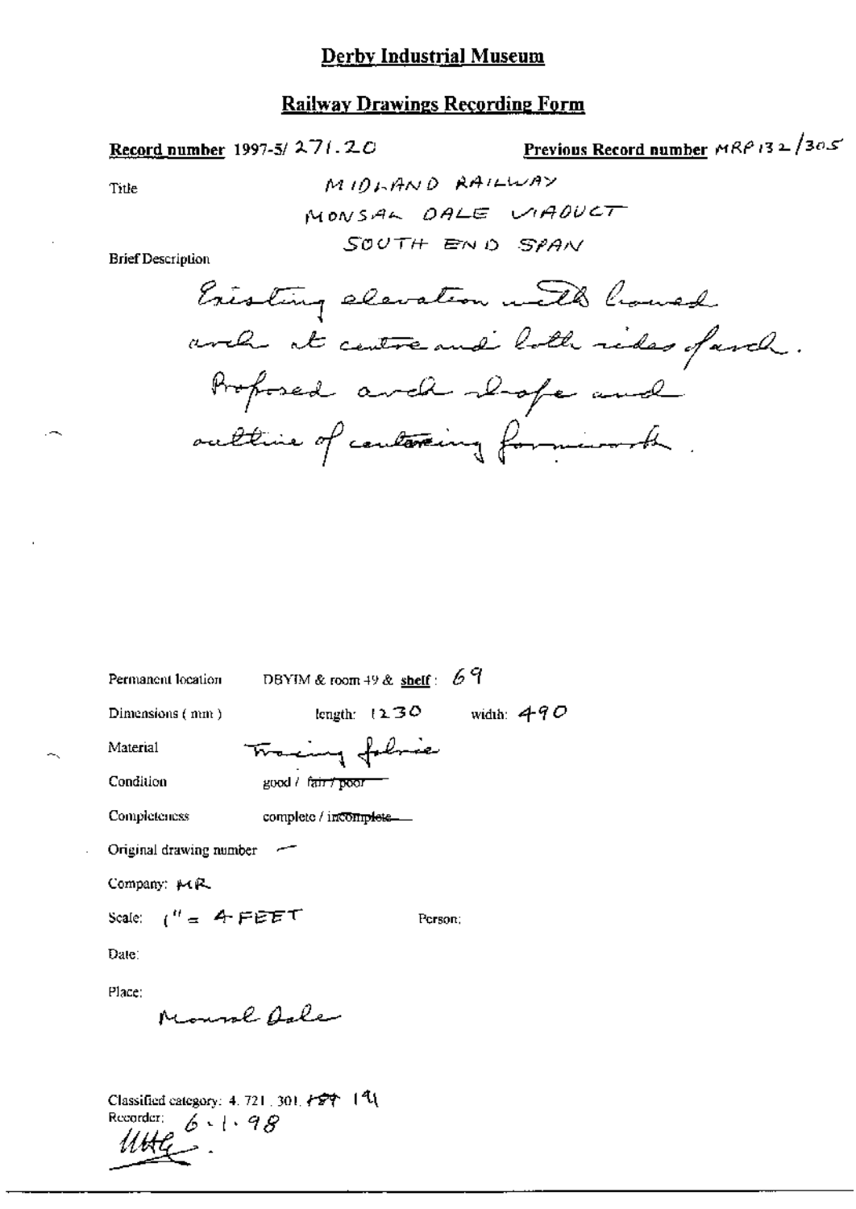# Derby Industrial Museum

## Railway Drawings Recording Form

**Record number** 1997-5/ 271.20 **Previous Record number** MRP 132/305

Title

MIDLAND RAILWAY
MONSAL DALE VIADUCT
SOUTH END SPAN

Brief Description

Existing elevation with braced arch at centre and both sides of arch. Proposed arch shape and outline of centering formwork.

Permanent location DBYIM & room 49 & **shelf**: 69

Dimensions (mm) length: 1230 width: 490

Material Tracing fabric

Condition good / ~~fair / poor~~

Completeness complete / ~~incomplete~~

Original drawing number —

Company: MR

Scale: 1" = 4 FEET Person:

Date:

Place:
Monsal Dale

Classified category: 4. 721. 301. ~~189~~ 191
Recorder: 6.1.98
UHG.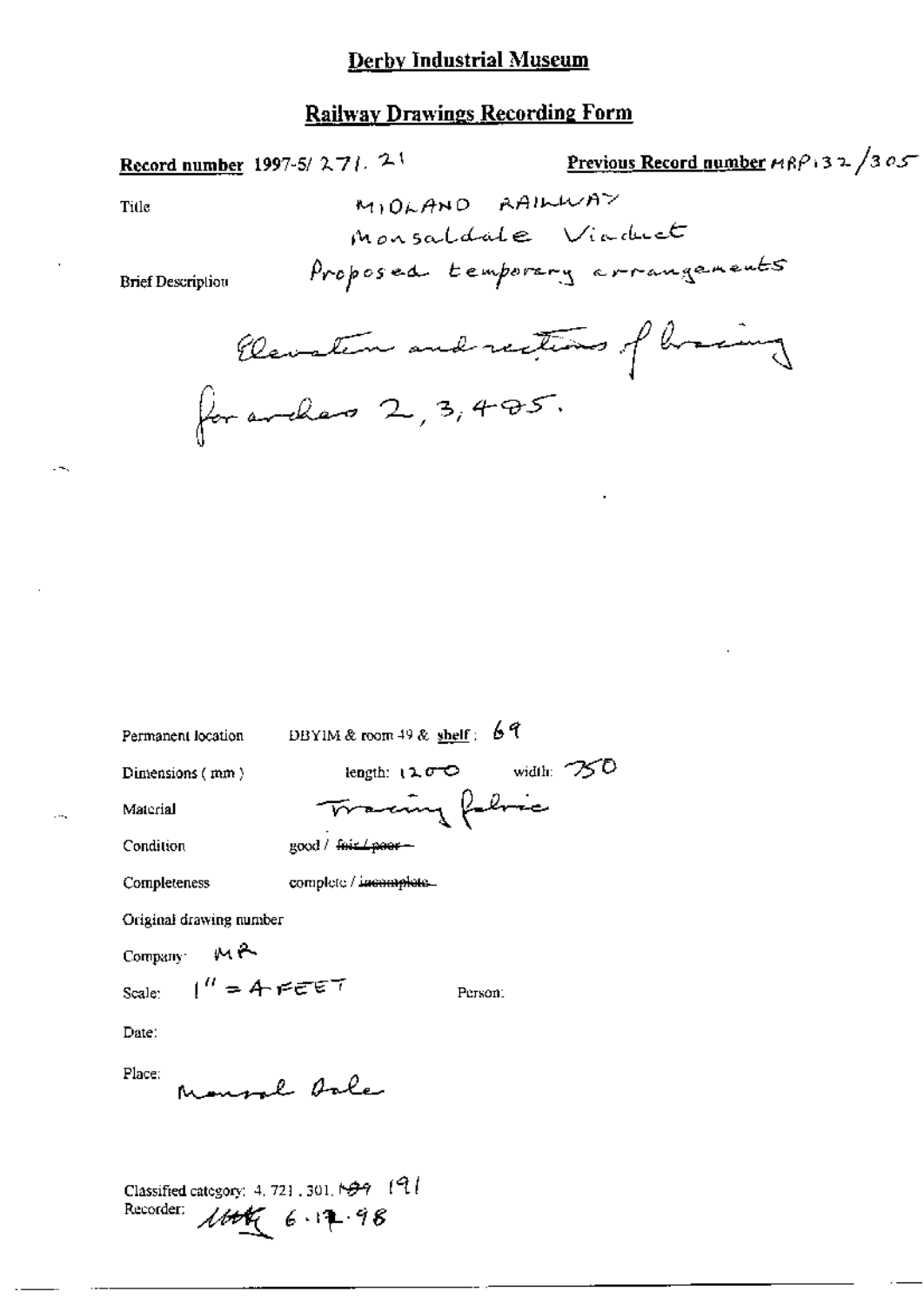# Derby Industrial Museum

## Railway Drawings Recording Form

**Record number** 1997-5/ 271. 21 **Previous Record number** MRP 132 /305

Title MIDLAND RAILWAY

Monsaldale Viaduct

Brief Description Proposed temporary arrangements

Elevation and sections of bracing for arches 2, 3, 4 & 5.

Permanent location DBYIM & room 49 & shelf: 69

Dimensions (mm) length: 1200 width: 750

Material Tracing fabric

Condition good / ~~fair / poor~~

Completeness complete / ~~incomplete~~

Original drawing number

Company: MR

Scale: 1" = 4 FEET Person:

Date:

Place: Monsal Dale

Classified category: 4. 721. 301. ~~199~~ 191

Recorder: ~~[illegible]~~ 6.12.98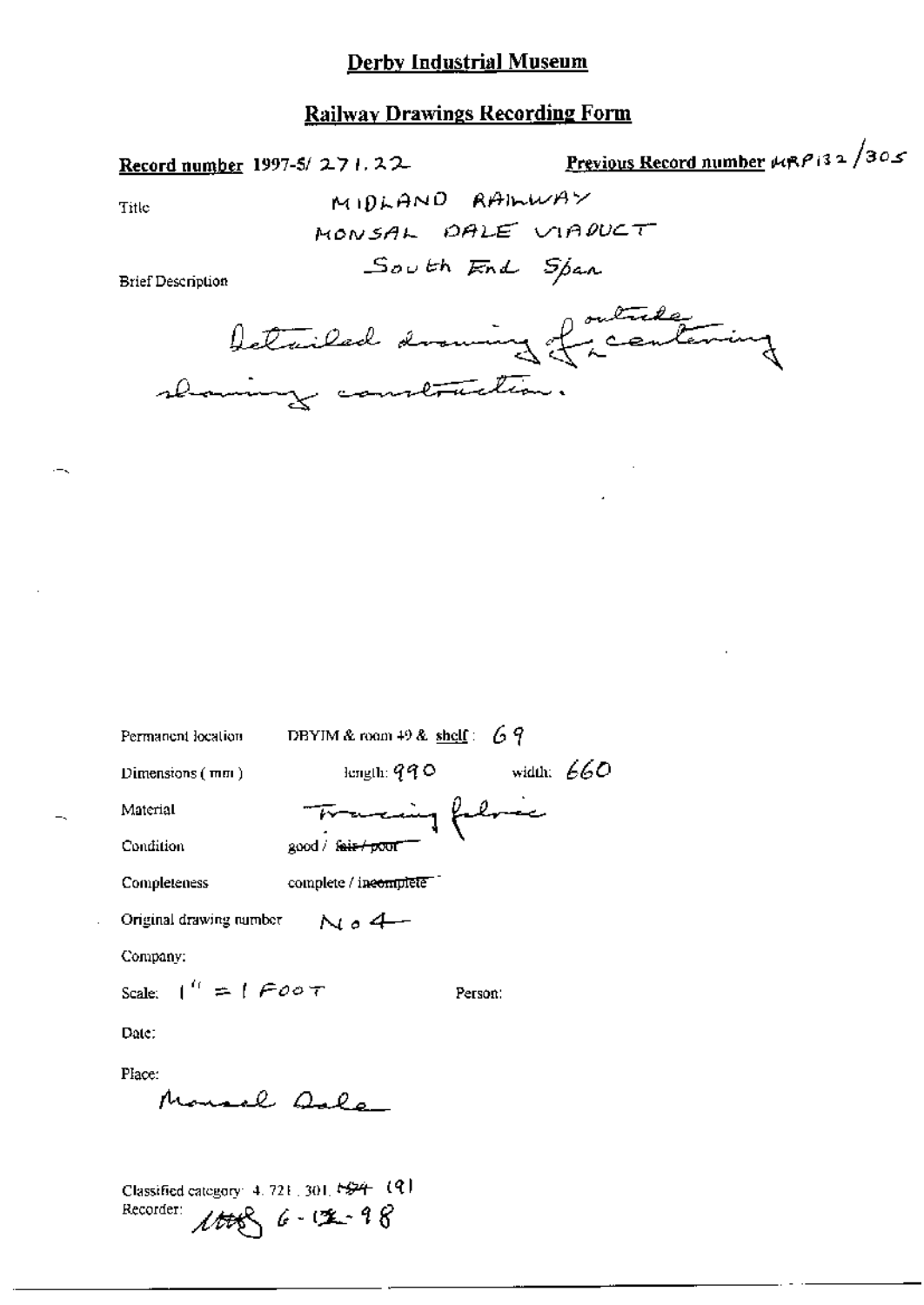# Derby Industrial Museum

## Railway Drawings Recording Form

**Record number** 1997-5/ 271.22

**Previous Record number** MRP132/305

Title: MIDLAND RAILWAY MONSAL DALE VIADUCT South End Span

Brief Description: Detailed drawing of outside centering showing construction.

Permanent location: DBYIM & room 49 & shelf: 69

Dimensions (mm): length: 990 width: 660

Material: Tracing fabric

Condition: good / ~~fair / poor~~

Completeness: complete / ~~incomplete~~

Original drawing number: No 4

Company:

Scale: 1" = 1 FOOT

Person:

Date:

Place: Monsal Dale

Classified category: 4.721.301.~~184~~ (9)

Recorder: [initials] 6-12-98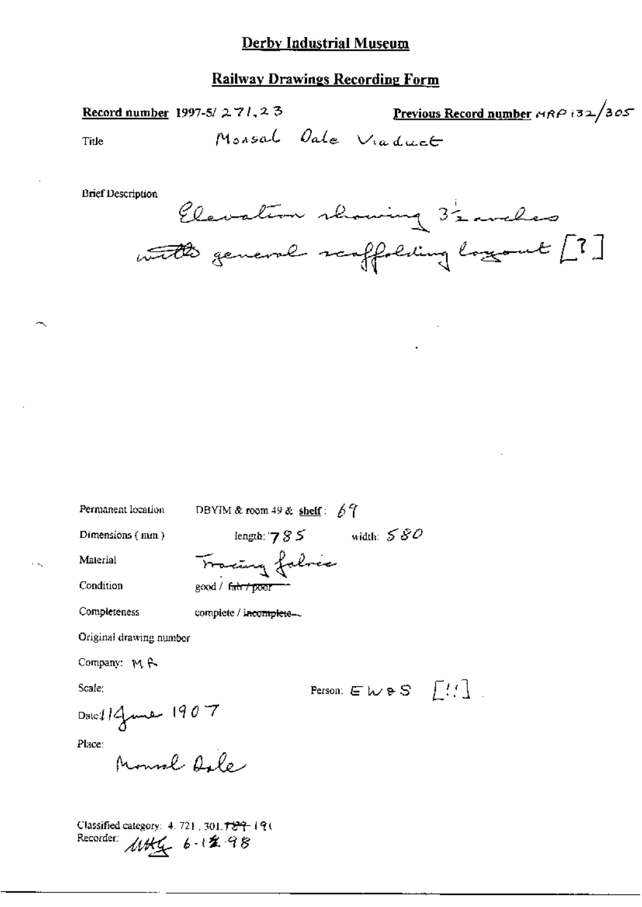# Derby Industrial Museum

## Railway Drawings Recording Form

**Record number** 1997-5/ 271, 23

**Previous Record number** MRP 132/305

Title Monsal Dale Viaduct

Brief Description

Elevation showing 3½ arches with general scaffolding layout [?]

Permanent location DBYIM & room 49 & **shelf**: 69

Dimensions (mm) length: 785 width: 580

Material Tracing fabric

Condition good / ~~fair / poor~~

Completeness complete / ~~incomplete~~

Original drawing number

Company: M R

Scale:

Person: E W & S [!!]

Date: 14 June 1907

Place:

Monsal Dale

Classified category: 4. 721, 301. ~~T??~~ 191

Recorder: MHG 6-12-98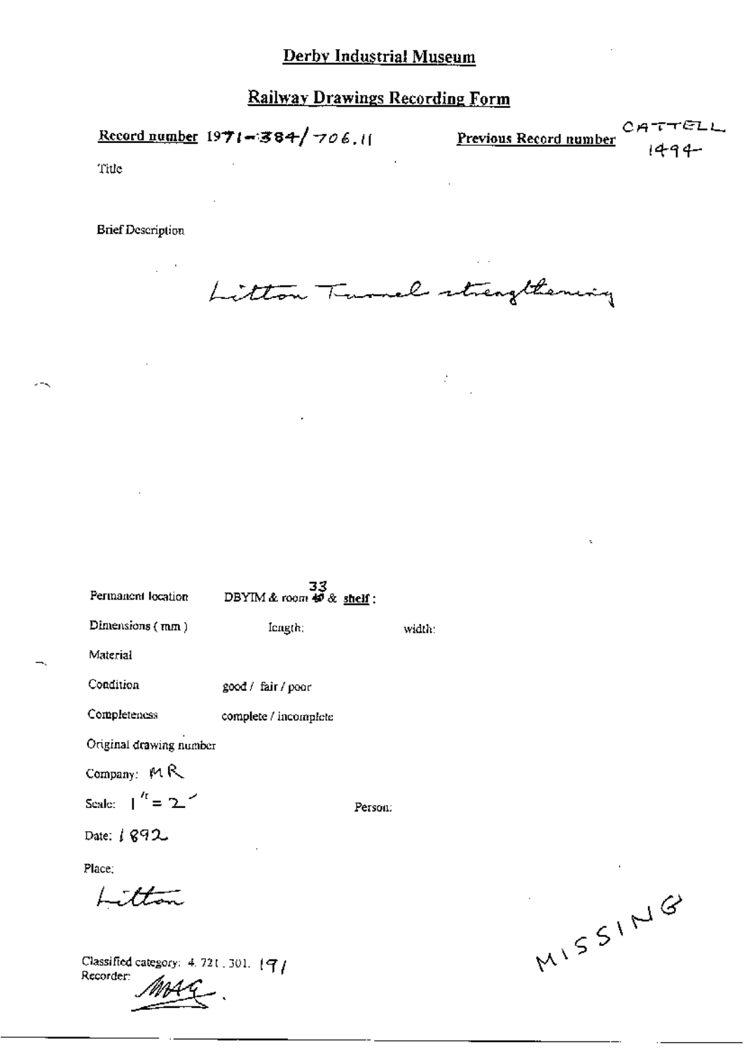# Derby Industrial Museum

## Railway Drawings Recording Form

**Record number** 1971-384/706.11

**Previous Record number** CATTELL 1494

Title

Brief Description

Litton Tunnel strengthening

Permanent location DBYIM & room 33 & **shelf** :

Dimensions (mm) length: width:

Material

Condition good / fair / poor

Completeness complete / incomplete

Original drawing number

Company: MR

Scale: 1" = 2'

Person:

Date: 1892

Place:

Litton

MISSING

Classified category: 4. 721. 301. 191

Recorder: MAG.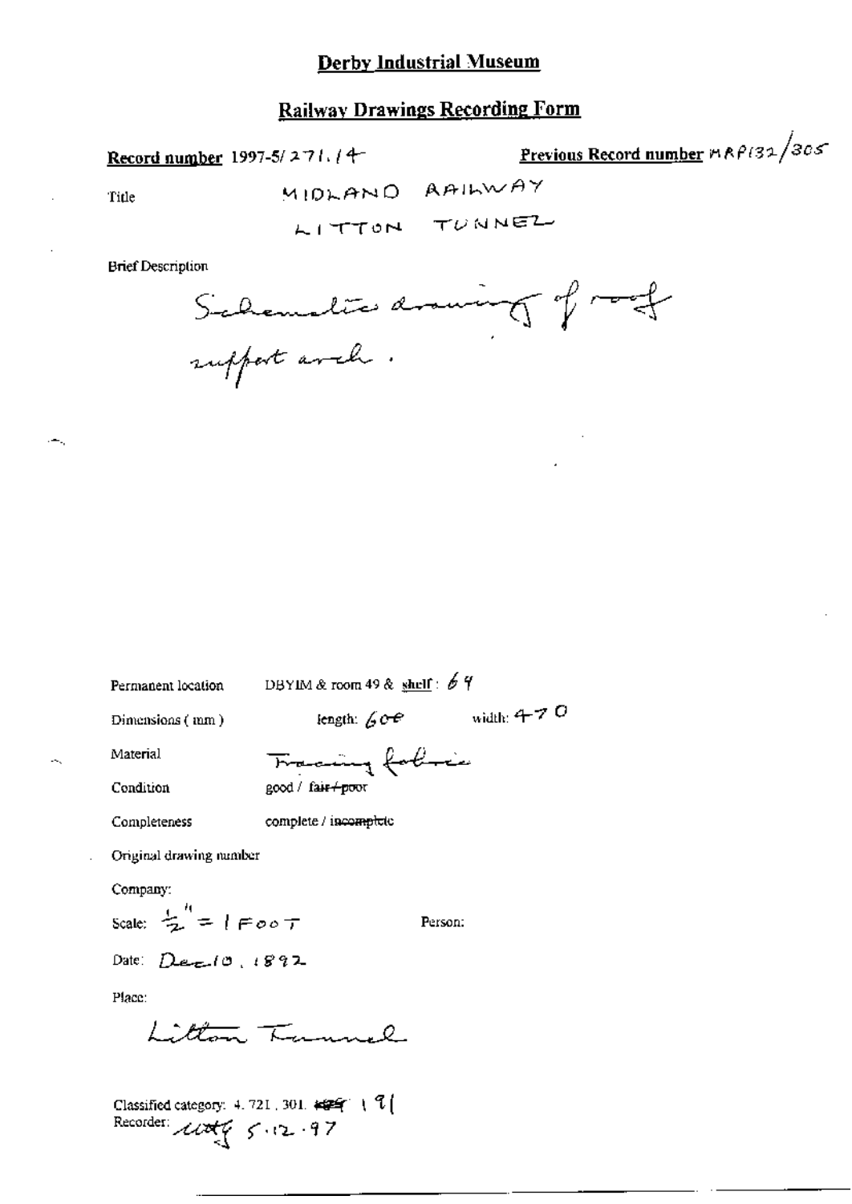# Derby Industrial Museum

## Railway Drawings Recording Form

**Record number** 1997-5/271.14 **Previous Record number** MRP132/305

Title MIDLAND RAILWAY

LITTON TUNNEL

Brief Description

Schematic drawing of roof support arch.

Permanent location DBYIM & room 49 & shelf: 64

Dimensions (mm) length: 600 width: 470

Material Tracing fabric

Condition good / ~~fair / poor~~

Completeness complete / ~~incomplete~~

Original drawing number

Company:

Scale: $\frac{1}{2}$" = 1 FOOT Person:

Date: Dec 10, 1892

Place:

Litton Tunnel

Classified category: 4.721.301. ~~425~~ 191

Recorder: [illegible] 5.12.97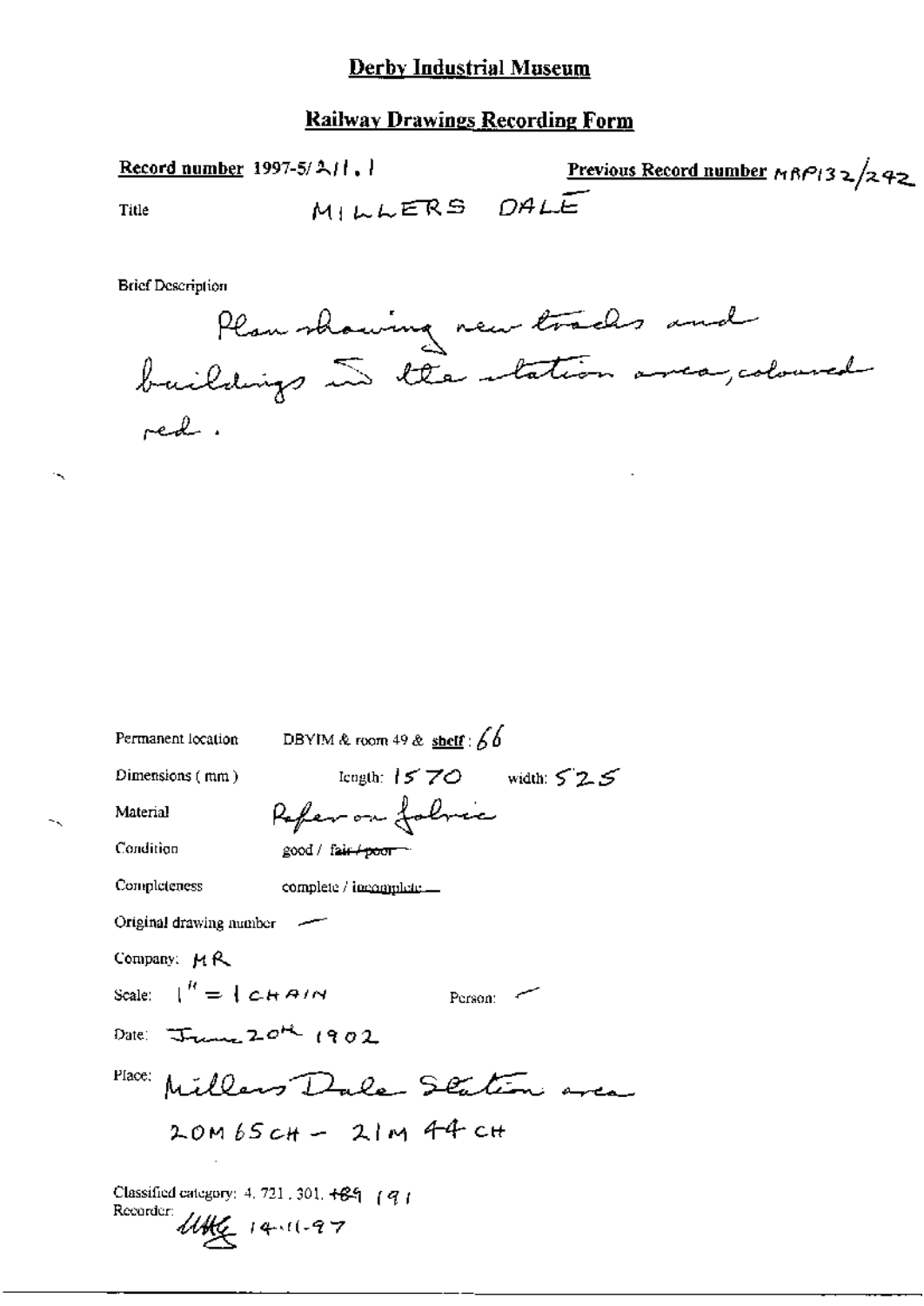# Derby Industrial Museum

## Railway Drawings Recording Form

**Record number** 1997-5/211.1 **Previous Record number** MRP132/242

Title MILLERS DALE

Brief Description

Plan showing new tracks and buildings in the station area, coloured red.

Permanent location DBYIM & room 49 & **shelf**: 66

Dimensions (mm) length: 1570 width: 525

Material Paper on fabric

Condition good / ~~fair / poor~~

Completeness complete / ~~incomplete~~

Original drawing number —

Company: MR

Scale: 1" = 1 CHAIN Person: —

Date: June 20th 1902

Place: Millers Dale Station area

20M 65CH – 21M 44CH

Classified category: 4. 721. 301. ~~+89~~ 191

Recorder: UHG 14-11-97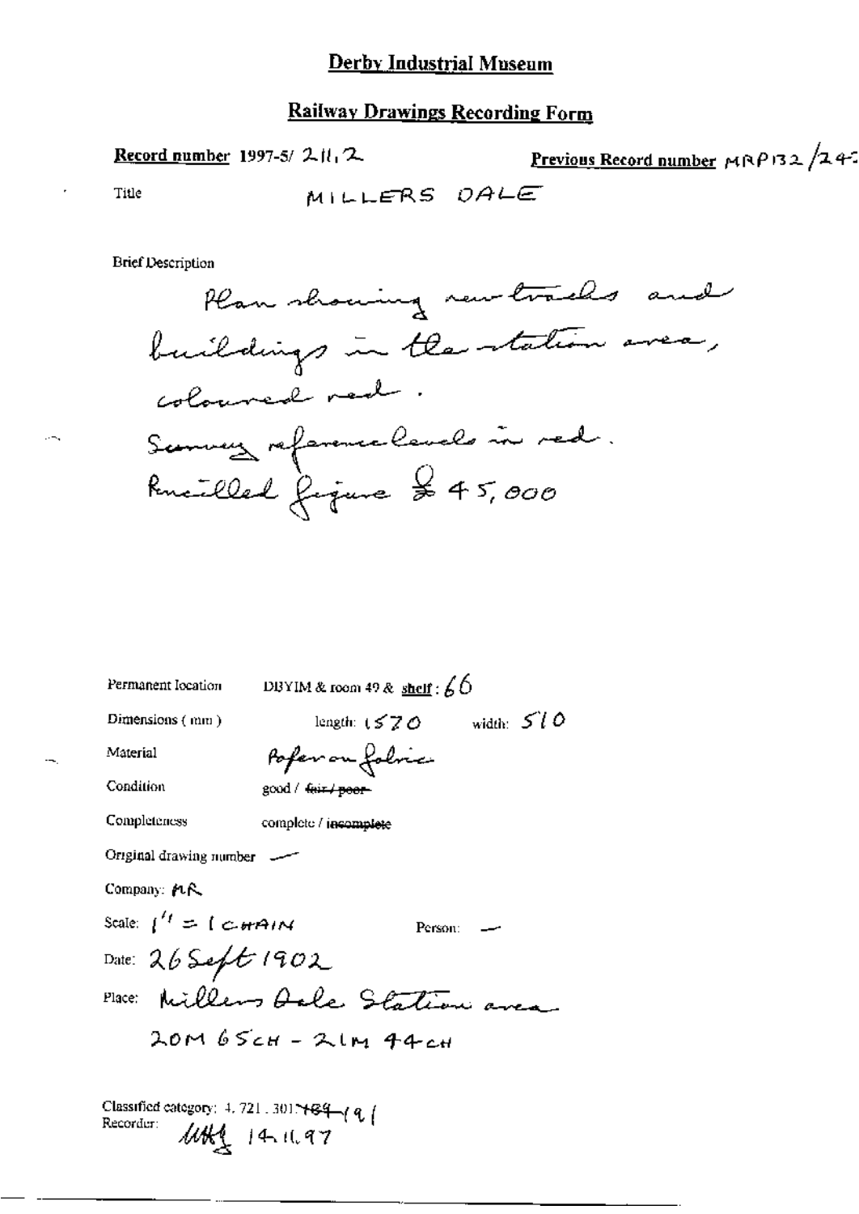# Derby Industrial Museum

## Railway Drawings Recording Form

**Record number** 1997-5/ 211.2 **Previous Record number** MRP132/242

Title MILLERS DALE

Brief Description

Plan showing new tracks and buildings in the station area, coloured red.
Survey reference levels in red.
Pencilled figure £45,000

Permanent location DBYIM & room 49 & shelf: 66

Dimensions (mm) length: 1570 width: 510

Material Paper on fabric

Condition good / ~~fair / poor~~

Completeness complete / ~~incomplete~~

Original drawing number —

Company: MR

Scale: 1" = 1 CHAIN Person: —

Date: 26 Sept 1902

Place: Millers Dale Station area

20M 65CH - 21M 44CH

Classified category: 4.721.301. ~~189~~ 191

Recorder: MHJ 14.11.97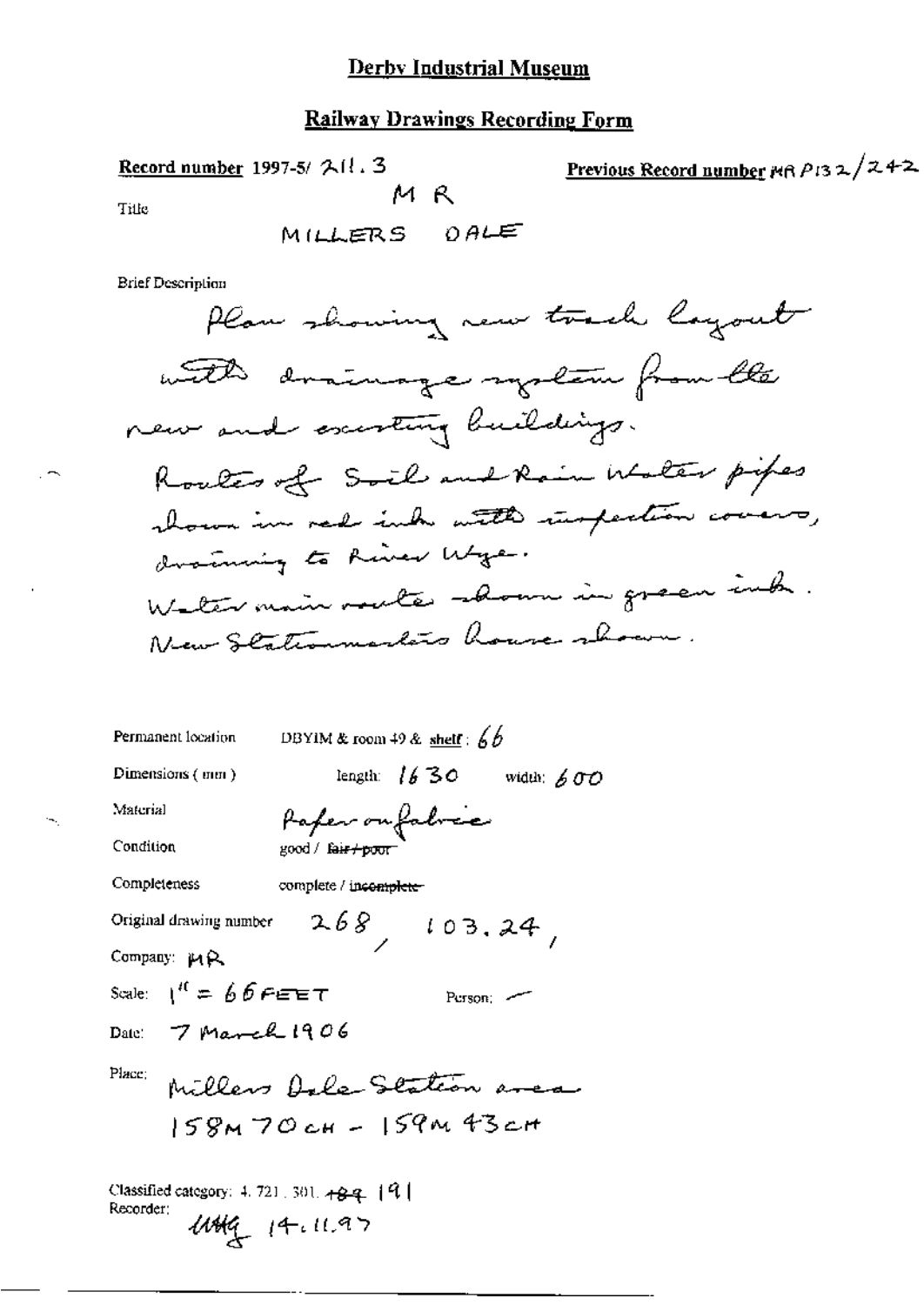## Derby Industrial Museum

## Railway Drawings Recording Form

**Record number** 1997-5/ 211. 3

**Previous Record number** MR P132/242

Title

MR

MILLERS DALE

Brief Description

Plan showing new track layout with drainage system from the new and existing buildings.
Routes of Soil and Rain Water pipes shown in red ink with inspection covers, draining to River Wye.
Water main route shown in green ink.
New Stationmasters house shown.

Permanent location: DBYIM & room 49 & **shelf**: 66

Dimensions (mm): length: 1630 width: 600

Material: Paper on fabric

Condition: good / ~~fair / poor~~

Completeness: complete / ~~incomplete~~

Original drawing number: 268, 103.24,

Company: MR

Scale: 1" = 66 FEET

Person: —

Date: 7 March 1906

Place: Millers Dale Station area
158M 70CH - 159M 43CH

Classified category: 4. 721. 301. ~~184~~ 191

Recorder: MHG 14.11.97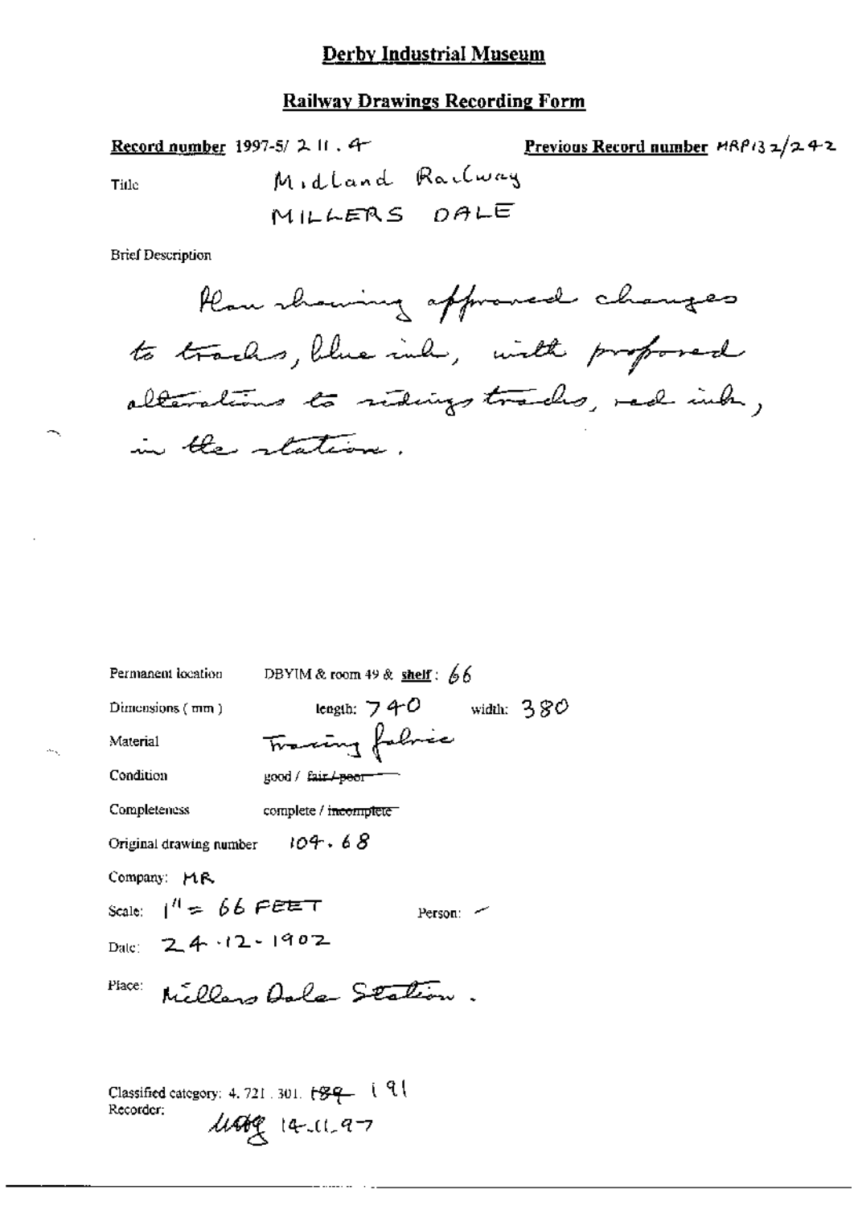# Derby Industrial Museum

## Railway Drawings Recording Form

**Record number** 1997-5/ 211 . 4 **Previous Record number** MRP132/242

Title Midland Railway
MILLERS DALE

Brief Description

Plan showing approved changes to tracks, blue ink, with proposed alterations to sidings tracks, red ink, in the station.

Permanent location DBYIM & room 49 & **shelf**: 66

Dimensions (mm) length: 740 width: 380

Material Tracing fabric

Condition good / ~~fair / poor~~

Completeness complete / ~~incomplete~~

Original drawing number 104 . 68

Company: MR

Scale: 1" = 66 FEET Person: –

Date: 24 . 12 . 1902

Place: Millers Dale Station.

Classified category: 4. 721 . 301. ~~189~~ 191

Recorder: MAG 14.11.97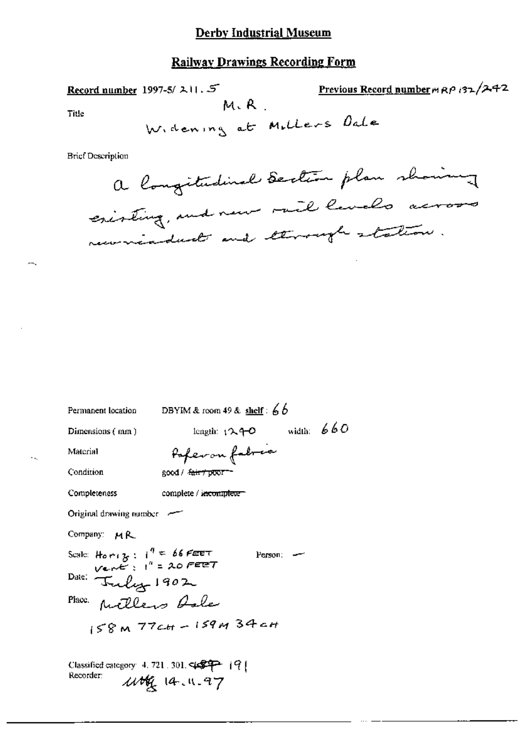# Derby Industrial Museum

## Railway Drawings Recording Form

**Record number** 1997-5/ 211.5

**Previous Record number** MRP 132/242

Title

M.R.
Widening at Millers Dale

Brief Description

a longitudinal Section plan showing existing, and new rail levels across new viaduct and through station.

Permanent location: DBYIM & room 49 & **shelf**: 66

Dimensions (mm): length: 1290 width: 660

Material: Paper on fabric

Condition: good / ~~fair / poor~~

Completeness: complete / ~~incomplete~~

Original drawing number: —

Company: MR

Scale: Horiz: 1" = 66 FEET
Vert: 1" = 20 FEET

Person: —

Date: July 1902

Place: Millers Dale

158 M 77 CH – 159 M 34 CH

Classified category: 4. 721. 301. ~~189~~ 191

Recorder: ~~MM~~ 14.11.97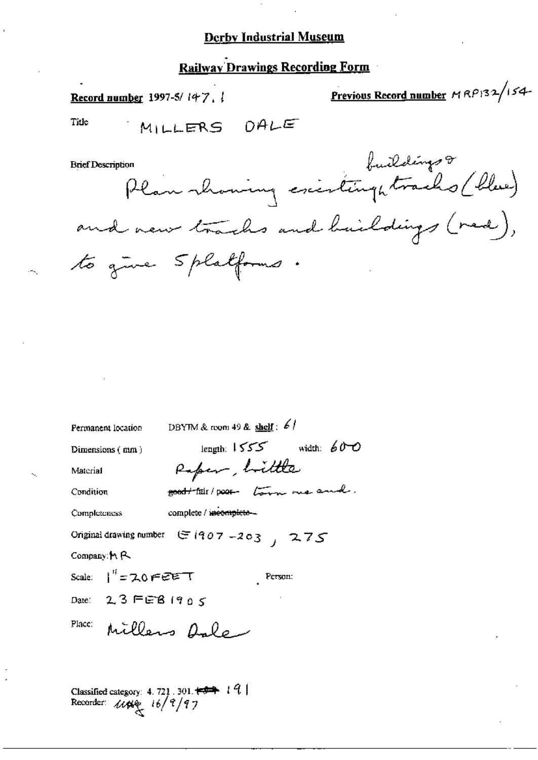# Derby Industrial Museum

## Railway Drawings Recording Form

**Record number** 1997-5/ 147. 1

**Previous Record number** MRP132/154

Title MILLERS DALE

Brief Description

Plan showing existing buildings & tracks (blue) and new tracks and buildings (red), to give 5 platforms.

Permanent location DBYIM & room 49 & shelf: 61

Dimensions (mm) length: 1555 width: 600

Material Paper, brittle

Condition ~~good / fair~~ / poor ~~Torn one end.~~ Torn one end.

Completeness complete / ~~incomplete~~

Original drawing number E 1907 - 203 , 275

Company: MR

Scale: 1" = 20 FEET Person:

Date: 23 FEB 1905

Place: Millers Dale

Classified category: 4. 721. 301. ~~---~~ 191

Recorder: ~~~~ 16/9/97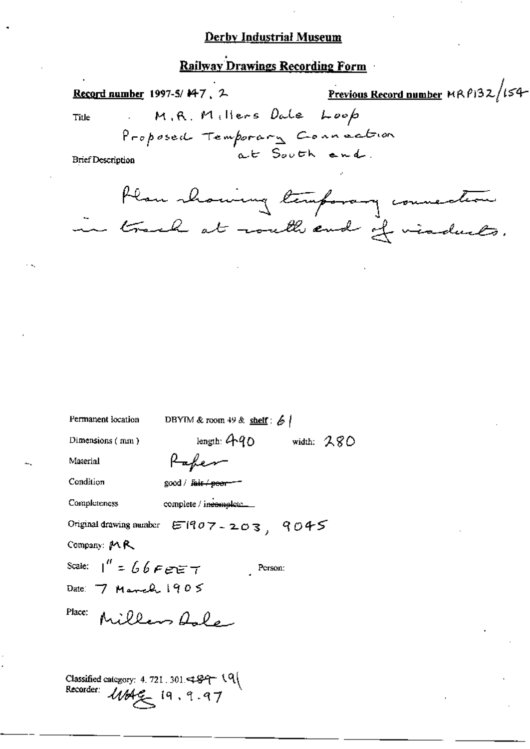# Derby Industrial Museum

## Railway Drawings Recording Form

**Record number** 1997-5/ 147 . 2

**Previous Record number** MRP132/154

Title M.R. Millers Dale Loop
Proposed Temporary Connection at South end.

Brief Description

Plan showing temporary connection in track at south end of viaducts.

Permanent location DBYIM & room 49 & shelf : 61

Dimensions (mm) length: 490 width: 280

Material Paper

Condition good / ~~fair / poor~~

Completeness complete / ~~incomplete~~

Original drawing number E1907-203, 9045

Company: MR

Scale: 1" = 66 FEET Person:

Date: 7 March 1905

Place: Millers Dale

Classified category: 4. 721. 301. ~~489~~ 191
Recorder: WAG 19.9.97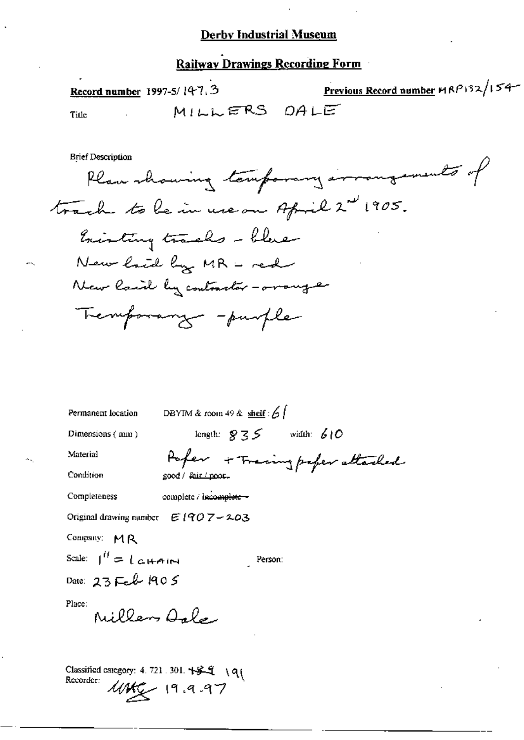# Derby Industrial Museum

## Railway Drawings Recording Form

**Record number** 1997-5/ 147.3

**Previous Record number** MRP132/154

Title MILLERS DALE

Brief Description

Plan showing temporary arrangements of track to be in use on April 2nd 1905.
Existing tracks - blue
New laid by MR - red
New laid by contractor - orange
Temporary - purple

Permanent location DBYIM & room 49 & shelf : 61

Dimensions ( mm ) length: 835 width: 610

Material Paper + Tracing paper attached

Condition good / ~~fair / poor.~~

Completeness complete / ~~incomplete~~

Original drawing number E1907-203

Company: MR

Scale: 1" = 1 CHAIN Person:

Date: 23 Feb 1905

Place: Millers Dale

Classified category: 4. 721 . 301. ~~189~~ 191

Recorder: UMG 19.9.97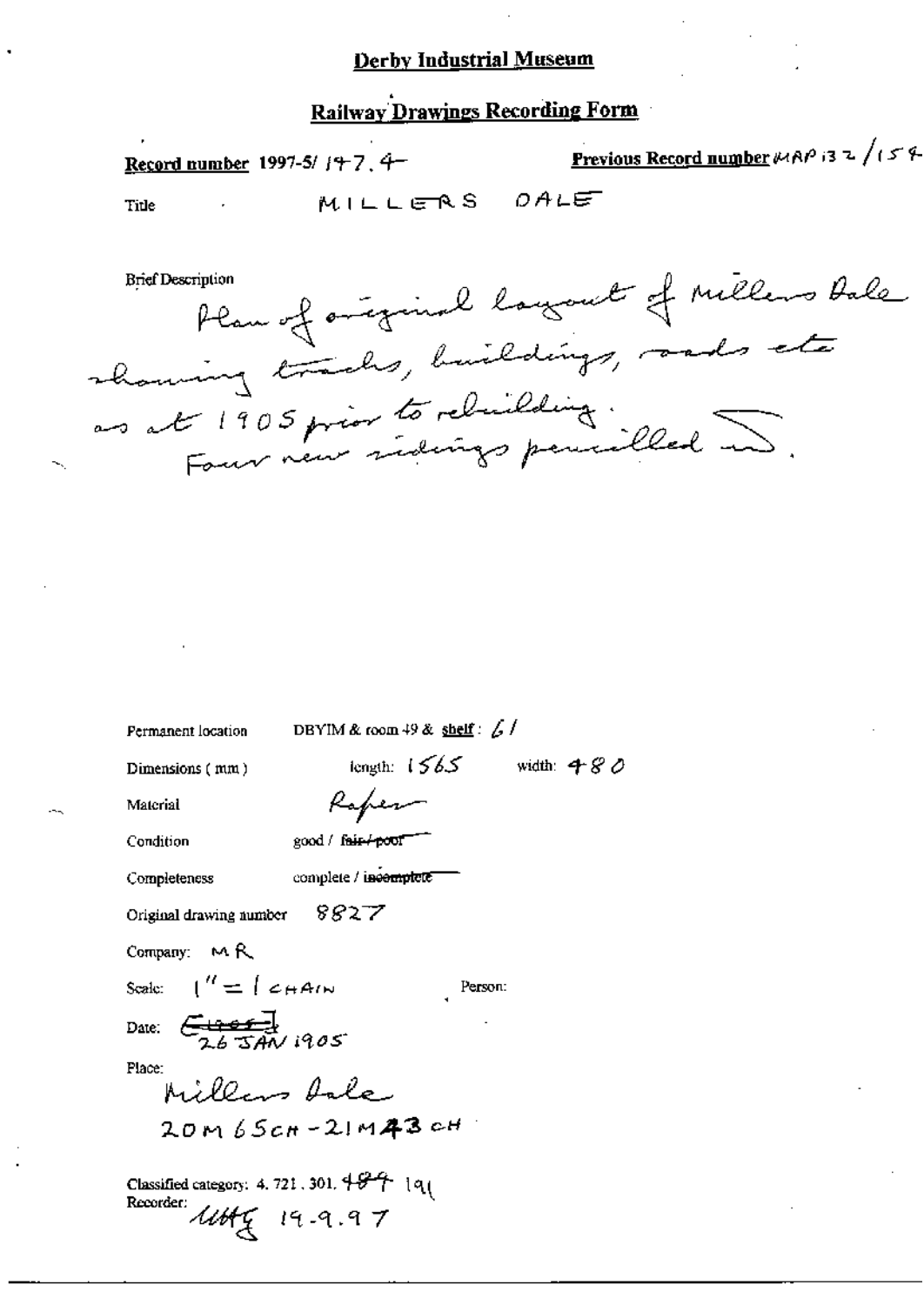## Derby Industrial Museum

## Railway Drawings Recording Form

**Record number** 1997-5/ 147.4 **Previous Record number** MAP 132/154

Title MILLERS DALE

Brief Description

Plan of original layout of Millers Dale showing tracks, buildings, roads etc as at 1905 prior to rebuilding. Four new sidings pencilled in.

Permanent location DBYIM & room 49 & **shelf**: 61

Dimensions (mm) length: 1565 width: 480

Material Paper

Condition good / ~~fair / poor~~

Completeness complete / ~~incomplete~~

Original drawing number 8827

Company: MR

Scale: 1" = 1 CHAIN Person:

Date: ~~[1905]~~ 26 JAN 1905

Place:
Millers Dale
20M 65CH - 21M 43CH

Classified category: 4. 721. 301. 484 191

Recorder: MHG 19.9.97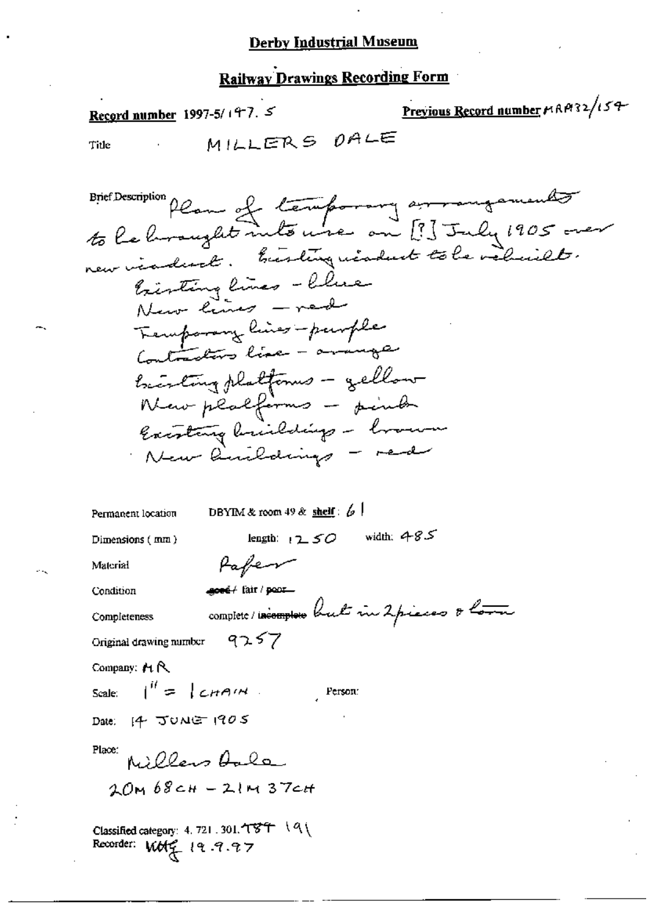**Derby Industrial Museum**

**Railway Drawings Recording Form**

**Record number** 1997-5/197. 5

**Previous Record number** MRP132/154

Title MILLERS DALE

Brief Description Plan of temporary arrangements to be brought into use on [?] July 1905 over new viaduct. Existing viaduct to be rebuilt.

Existing lines - blue
New lines - red
Temporary lines - purple
Contractors line - orange
Existing platforms - yellow
New platforms - pink
Existing buildings - brown
New buildings - red

Permanent location DBYIM & room 49 & **shelf**: 61

Dimensions (mm) length: 1250 width: 485

Material Paper

Condition ~~good~~ / fair / ~~poor~~

Completeness complete / ~~incomplete~~ but in 2 pieces & torn

Original drawing number 9257

Company: MR

Scale: 1" = 1 CHAIN Person:

Date: 14 JUNE 1905

Place: Millers Dale
20M 68CH – 21M 37CH

Classified category: 4. 721. 301. T8T 191
Recorder: MMG 19.9.97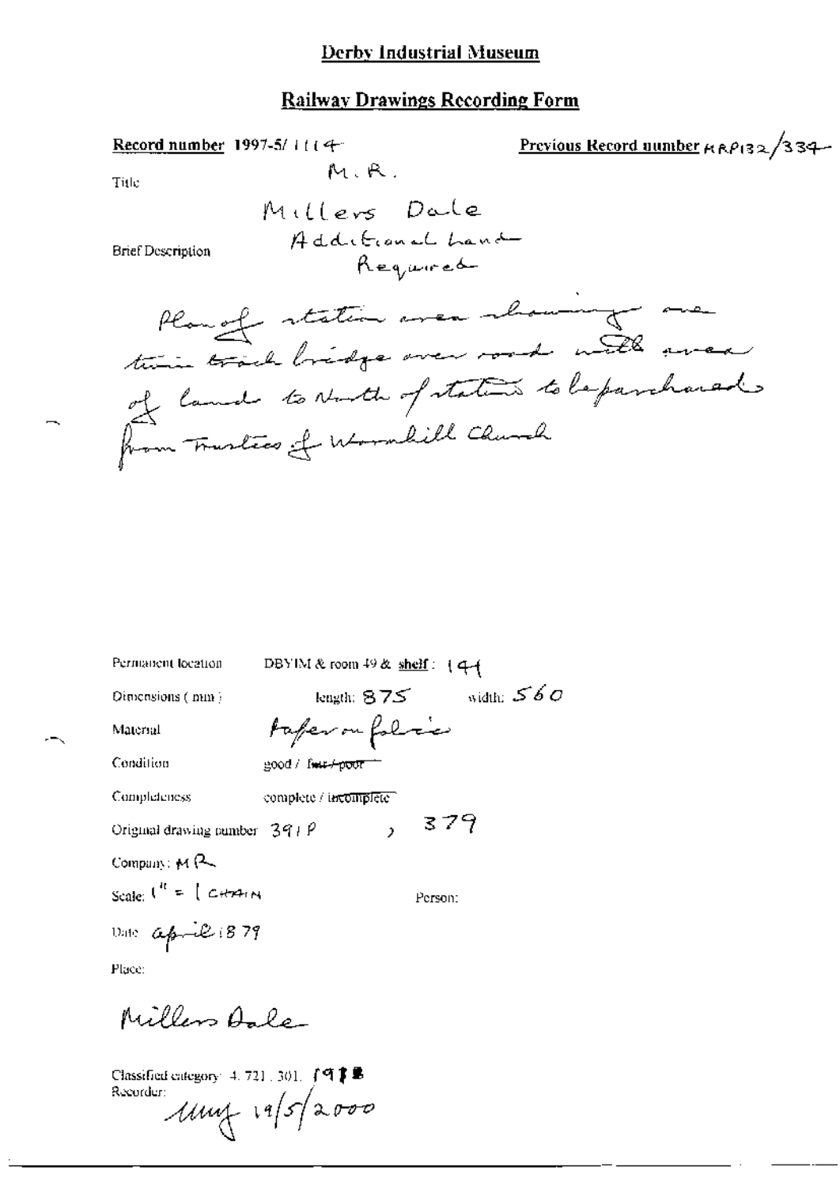# Derby Industrial Museum

## Railway Drawings Recording Form

**Record number** 1997-5/ 1114

**Previous Record number** MRP132/334

Title M.R.

Millers Dale
Additional Land
Required

Brief Description

Plan of station area showing one time track bridge over road with area of land to North of station to be purchased from Trustees of Wormhill Church

Permanent location DBYIM & room 49 & shelf: 141

Dimensions (mm) length: 875 width: 560

Material Paper on fabric

Condition good / ~~fair / poor~~

Completeness complete / ~~incomplete~~

Original drawing number 391 P , 379

Company: MR

Scale: 1" = 1 CHAIN

Person:

Date April 1879

Place:

Millers Dale

Classified category: 4. 721. 301. 191

Recorder: 19/5/2000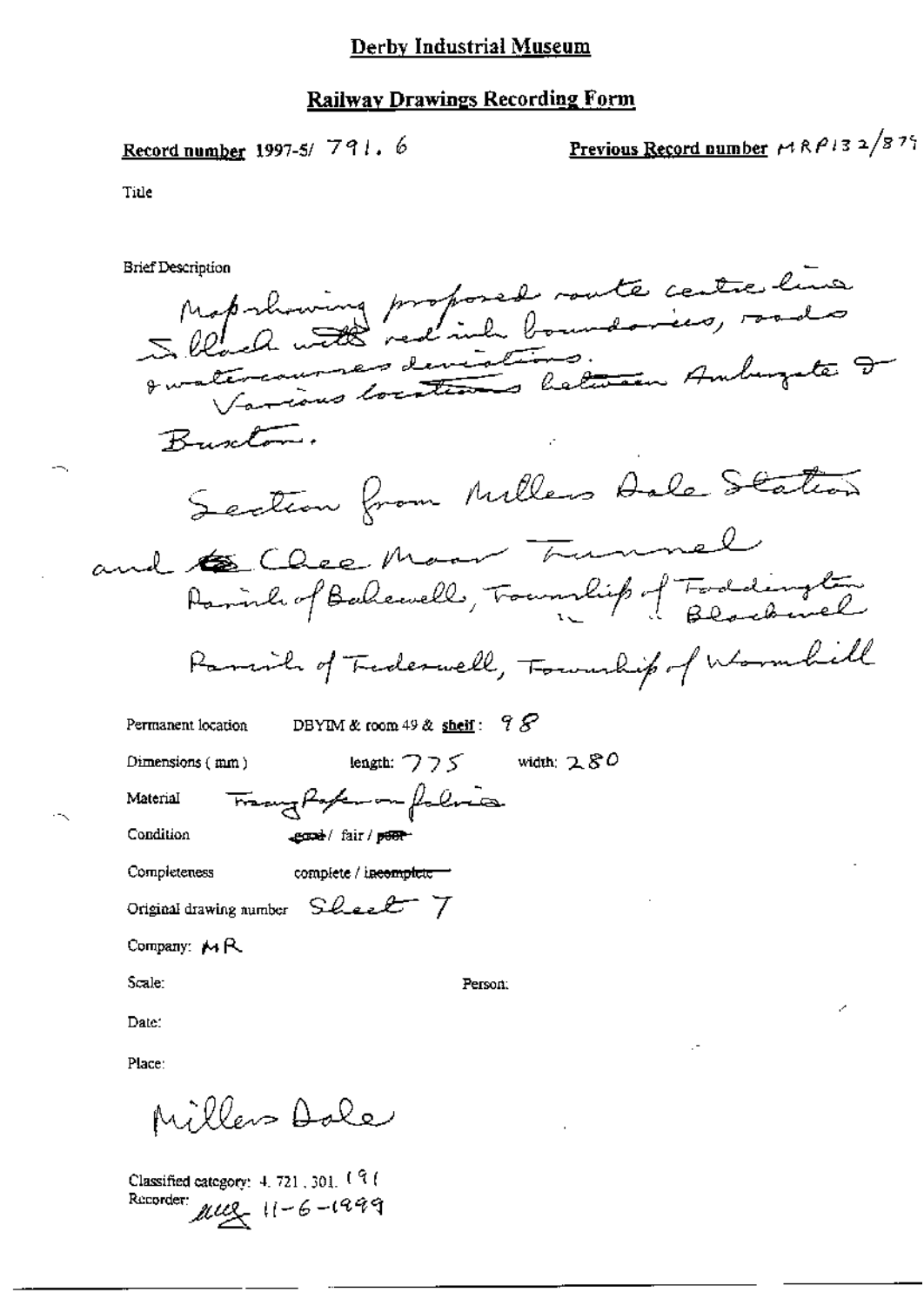# Derby Industrial Museum

## Railway Drawings Recording Form

**Record number** 1997-5/ 791. 6

**Previous Record number** MRP132/879

Title

Brief Description

Map showing proposed route centre line in black with red ink boundaries, roads & watercourses deviations. Various locations between Ambergate & Buxton.

Section from Millers Dale Station and Chee Moor Tunnel
Parish of Bakewell, Township of Taddington " " Blackwell
Parish of Tideswell, Township of Wormhill

Permanent location DBYIM & room 49 & **shelf**: 98

Dimensions (mm) length: 775 width: 280

Material Tracing Paper on fabric

Condition ~~good~~ / fair / ~~poor~~

Completeness complete / ~~incomplete~~

Original drawing number Sheet 7

Company: MR

Scale:

Person:

Date:

Place:

Millers Dale

Classified category: 4. 721. 301. 191

Recorder: [initials] 11-6-1999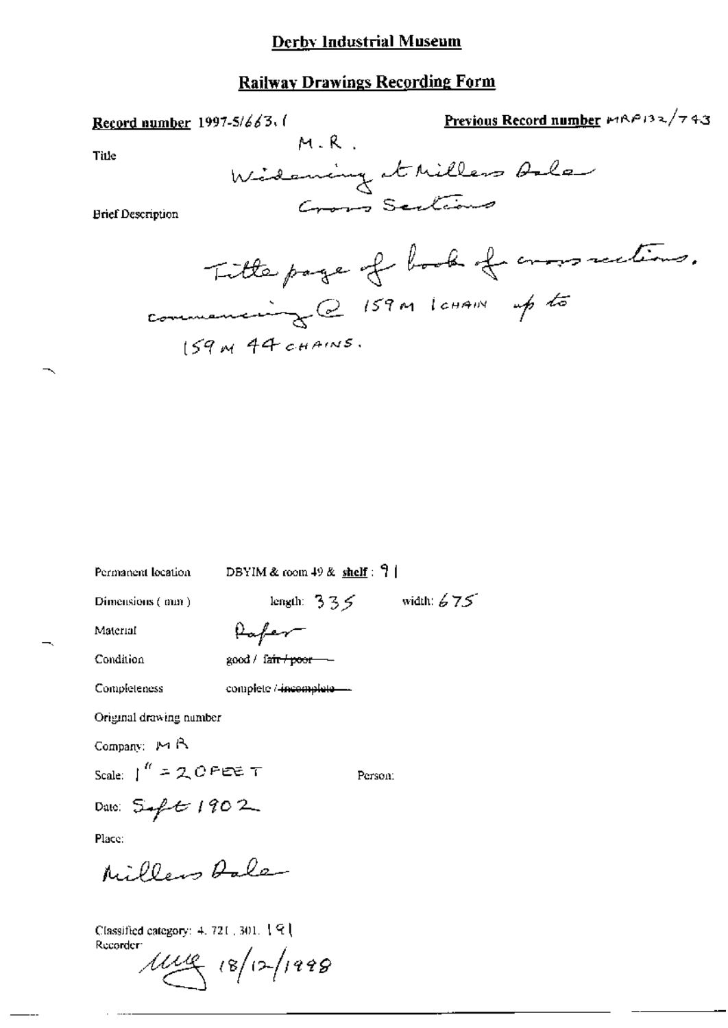# Derby Industrial Museum

## Railway Drawings Recording Form

**Record number** 1997-5/663.1

**Previous Record number** MRP132/743

Title

M.R.
Widening at Millers Dale
Cross Sections

Brief Description

Title page of book of cross sections.
commencing @ 159M 1CHAIN up to
159M 44CHAINS.

Permanent location DBYIM & room 49 & **shelf** : 91

Dimensions (mm) length: 335 width: 675

Material Paper

Condition good / ~~fair / poor~~

Completeness complete / ~~incomplete~~

Original drawing number

Company: MR

Scale: 1" = 20FEET

Person:

Date: Sept 1902

Place:

Millers Dale

Classified category: 4. 721. 301. 191

Recorder: MG 18/12/1998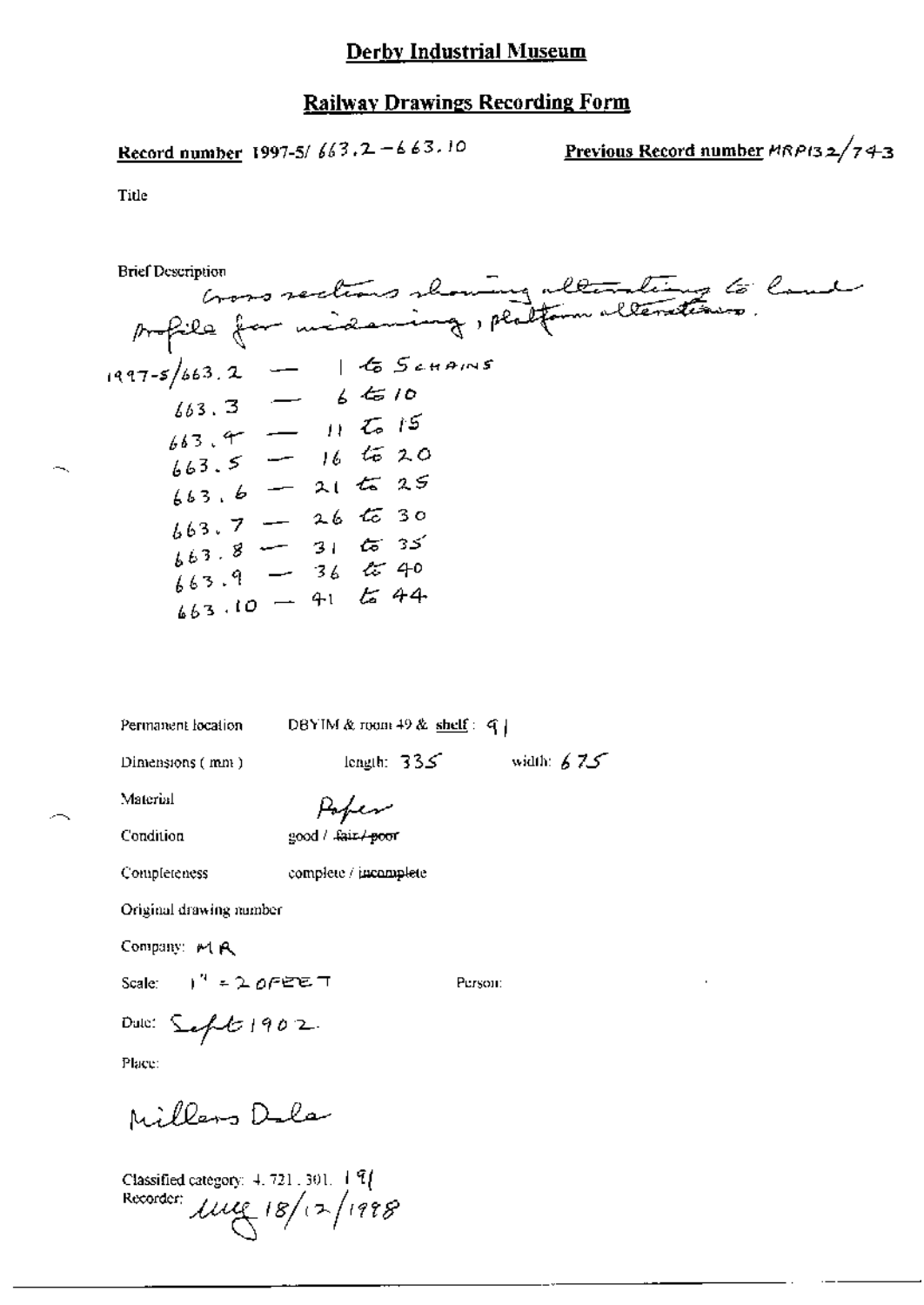# Derby Industrial Museum

## Railway Drawings Recording Form

**Record number** 1997-5/ 663.2 – 663.10

**Previous Record number** MRP132/743

Title

Brief Description

Cross sections showing alterations to land profile for widening, platform alterations.

1997-5/663.2 — 1 to 5 CHAINS
663.3 — 6 to 10
663.4 — 11 to 15
663.5 — 16 to 20
663.6 — 21 to 25
663.7 — 26 to 30
663.8 — 31 to 35
663.9 — 36 to 40
663.10 — 41 to 44

Permanent location: DBYIM & room 49 & shelf: 91

Dimensions (mm): length: 335 width: 675

Material: Paper

Condition: good / ~~fair / poor~~

Completeness: complete / ~~incomplete~~

Original drawing number

Company: MR

Scale: 1" = 20 FEET

Person:

Date: Sept 1902

Place:

Millers Dale

Classified category: 4.721.301.191

Recorder: MG 18/12/1998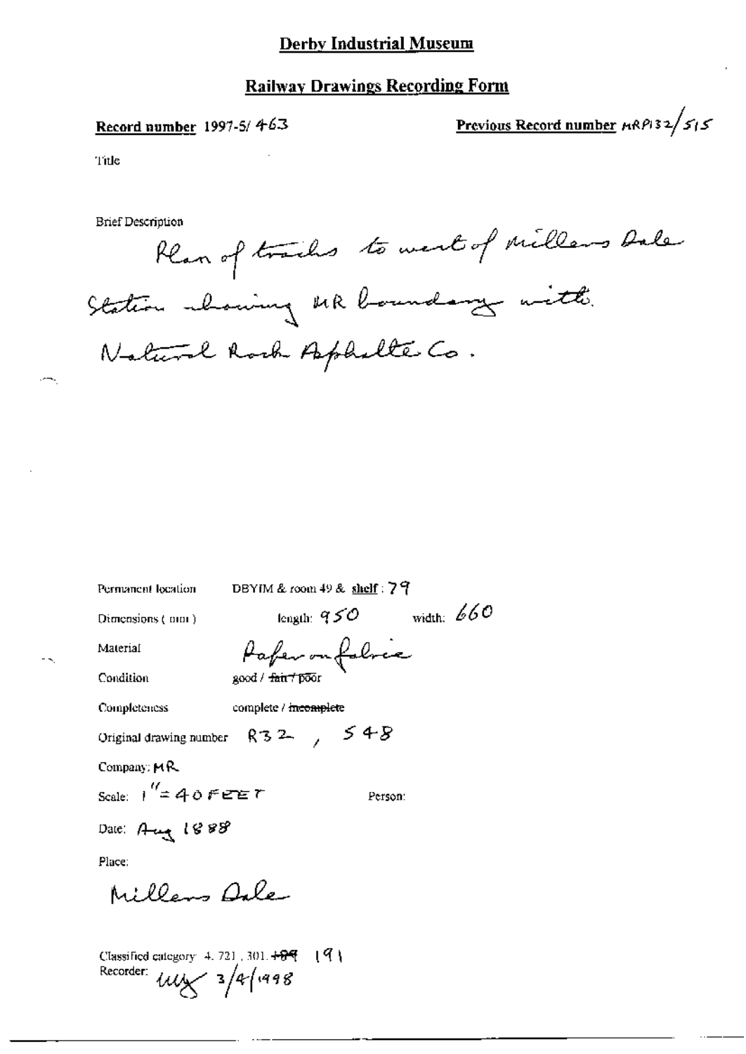# Derby Industrial Museum

## Railway Drawings Recording Form

**Record number** 1997-5/ 463

**Previous Record number** MRP132/515

Title

Brief Description

Plan of tracks to west of Millers Dale Station showing MR boundary with Natural Rock Asphalte Co.

Permanent location: DBYIM & room 49 & shelf : 79

Dimensions ( mm ): length: 950 width: 660

Material: Paper on fabric

Condition: good / ~~fair / poor~~

Completeness: complete / ~~incomplete~~

Original drawing number: R32 , 548

Company: MR

Scale: 1" = 40 FEET

Person:

Date: Aug 1888

Place:

Millers Dale

Classified category: 4. 721 , 301. ~~189~~ 191

Recorder: uuy 3/4/1998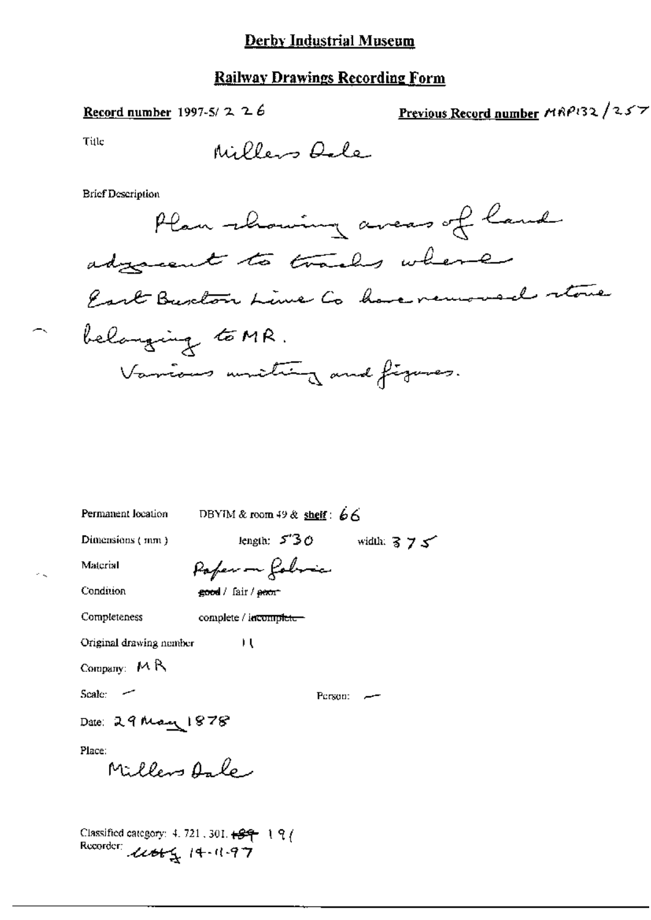# Derby Industrial Museum

## Railway Drawings Recording Form

**Record number** 1997-5/ 226

**Previous Record number** MRP132/257

Title

Millers Dale

Brief Description

Plan showing areas of land adjacent to tracks where East Buxton Lime Co have removed stone belonging to MR.
Various writing and figures.

Permanent location DBYIM & room 49 & shelf: 66

Dimensions (mm) length: 530 width: 375

Material Paper on fabric

Condition ~~good~~ / fair / ~~poor~~

Completeness complete / ~~incomplete~~

Original drawing number 11

Company: MR

Scale: —

Person: —

Date: 29 May 1878

Place:
Millers Dale

Classified category: 4. 721. 301. ~~189~~ 191
Recorder: ucbtg 14-11-97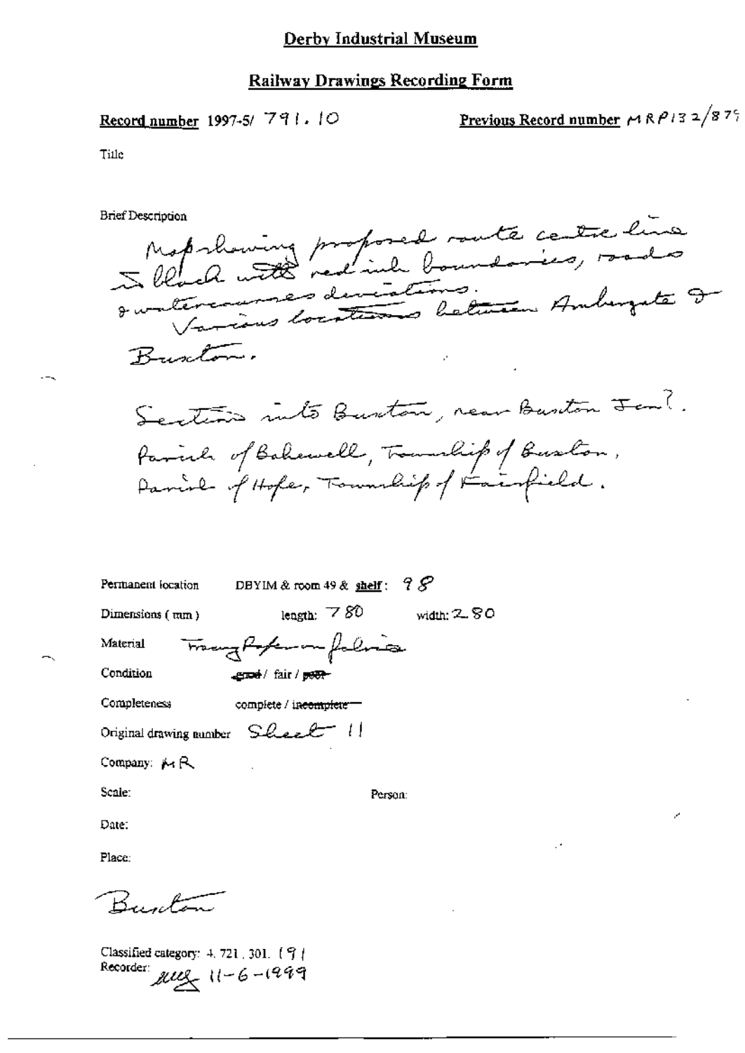# Derby Industrial Museum

## Railway Drawings Recording Form

Record number 1997-5/ 791.10

Previous Record number MRP132/879

Title

Brief Description

Map showing proposed route centre line in black with red ink boundaries, roads & watercourses deviations. Various locations between Ambergate & Buxton.

Sections into Buxton, near Buxton Jcn?.
Parish of Bakewell, Township of Buxton,
Parish of Hope, Township of Fairfield.

Permanent location DBYIM & room 49 & shelf: 98

Dimensions (mm) length: 780 width: 280

Material Tracing paper on fabric

Condition ~~good~~ / fair / ~~poor~~

Completeness complete / ~~incomplete~~

Original drawing number Sheet 11

Company: MR

Scale:

Person:

Date:

Place:

Buxton

Classified category: 4.721.301.(91)

Recorder: [initials] 11-6-1999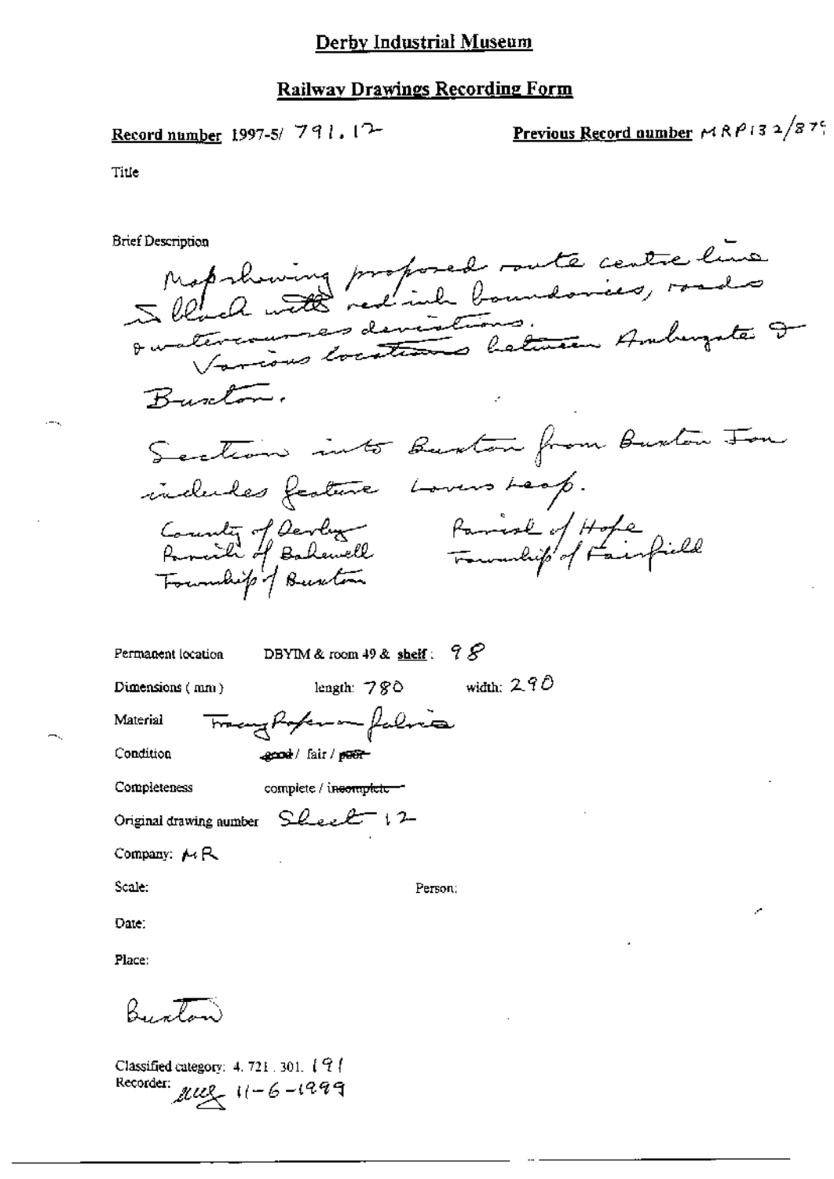# Derby Industrial Museum

## Railway Drawings Recording Form

**Record number** 1997-5/ 791.12

**Previous Record number** MRP132/879

Title

Brief Description

Map showing proposed route centre line in black with red ink boundaries, roads & watercourses deviations. Various locations between Ambergate & Buxton.

Section into Buxton from Buxton Inn includes feature Lovers Leap.

County of Derby
Parish of Bakewell
Township of Buxton

Parish of Hope
Township of Fairfield

Permanent location DBYIM & room 49 & **shelf**: 98

Dimensions (mm) length: 780 width: 290

Material Tracing Paper on fabric

Condition good / fair / ~~poor~~

Completeness complete / ~~incomplete~~

Original drawing number Sheet 12

Company: MR

Scale:

Person:

Date:

Place:

Buxton

Classified category: 4. 721. 301. 191

Recorder: auz 11-6-1999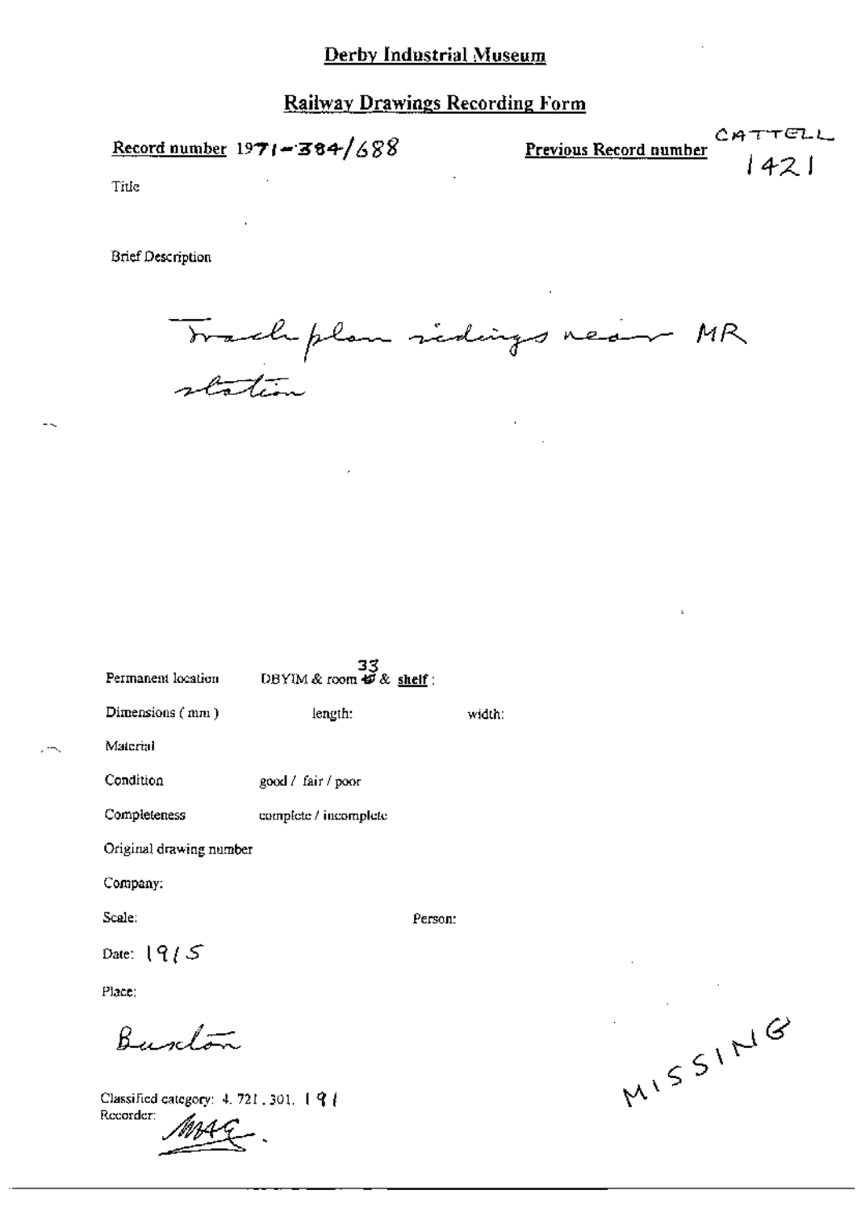# Derby Industrial Museum

## Railway Drawings Recording Form

**Record number** 1971-384/688

**Previous Record number** CATTELL 1421

Title

Brief Description

Track plan sidings near MR station

Permanent location DBYIM & room 33 & **shelf**:

Dimensions (mm) length: width:

Material

Condition good / fair / poor

Completeness complete / incomplete

Original drawing number

Company:

Scale: Person:

Date: 1915

Place:

Buxton

Classified category: 4.721.301.191

Recorder: MAG.

MISSING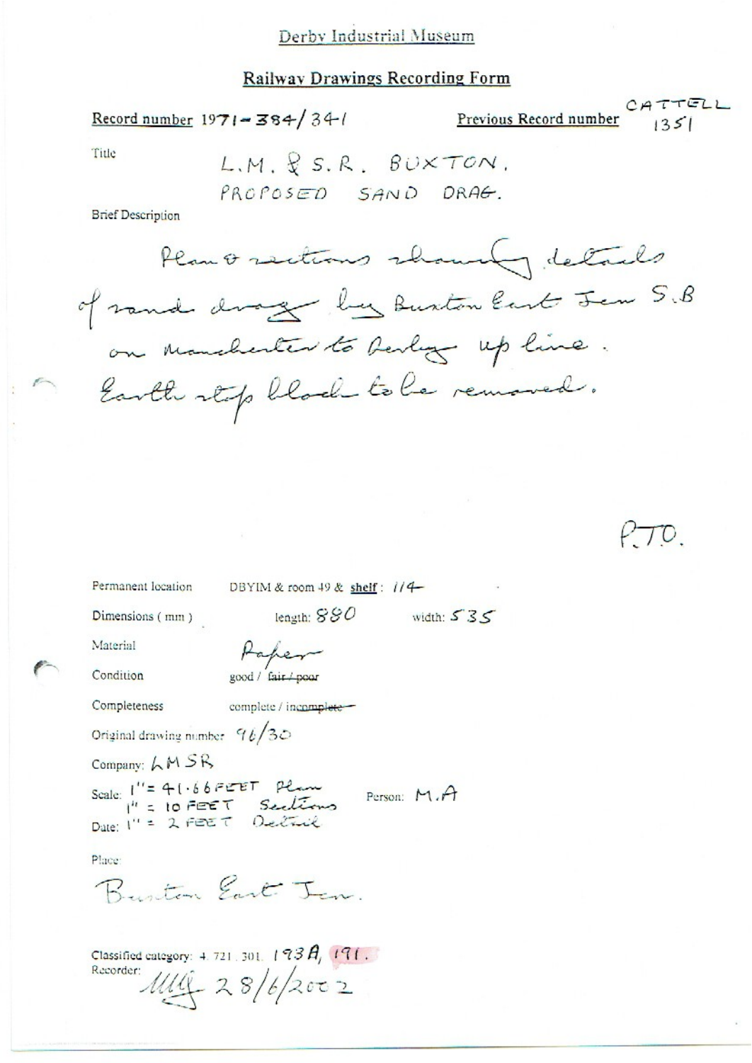Derby Industrial Museum

## Railway Drawings Recording Form

Record number 1971-384/341

Previous Record number CATTELL 1351

Title

L.M. & S.R. BUXTON.
PROPOSED SAND DRAG.

Brief Description

Plan & sections showing details of sand drag by Buxton East Jcn S.B on Manchester to Derby up line. Earth stop block to be removed.

P.T.O.

Permanent location DBYIM & room 49 & shelf: 114

Dimensions (mm) length: 880 width: 535

Material Paper

Condition good / ~~fair / poor~~

Completeness complete / ~~incomplete~~

Original drawing number 96/30

Company: LMSR

Scale: 1" = 41.66 FEET Plan
1" = 10 FEET Sections
1" = 2 FEET Detail

Person: M.A

Date:

Place:

Buxton East Jcn.

Classified category: 4. 721. 301. 193A, 191.

Recorder: MLG 28/6/2002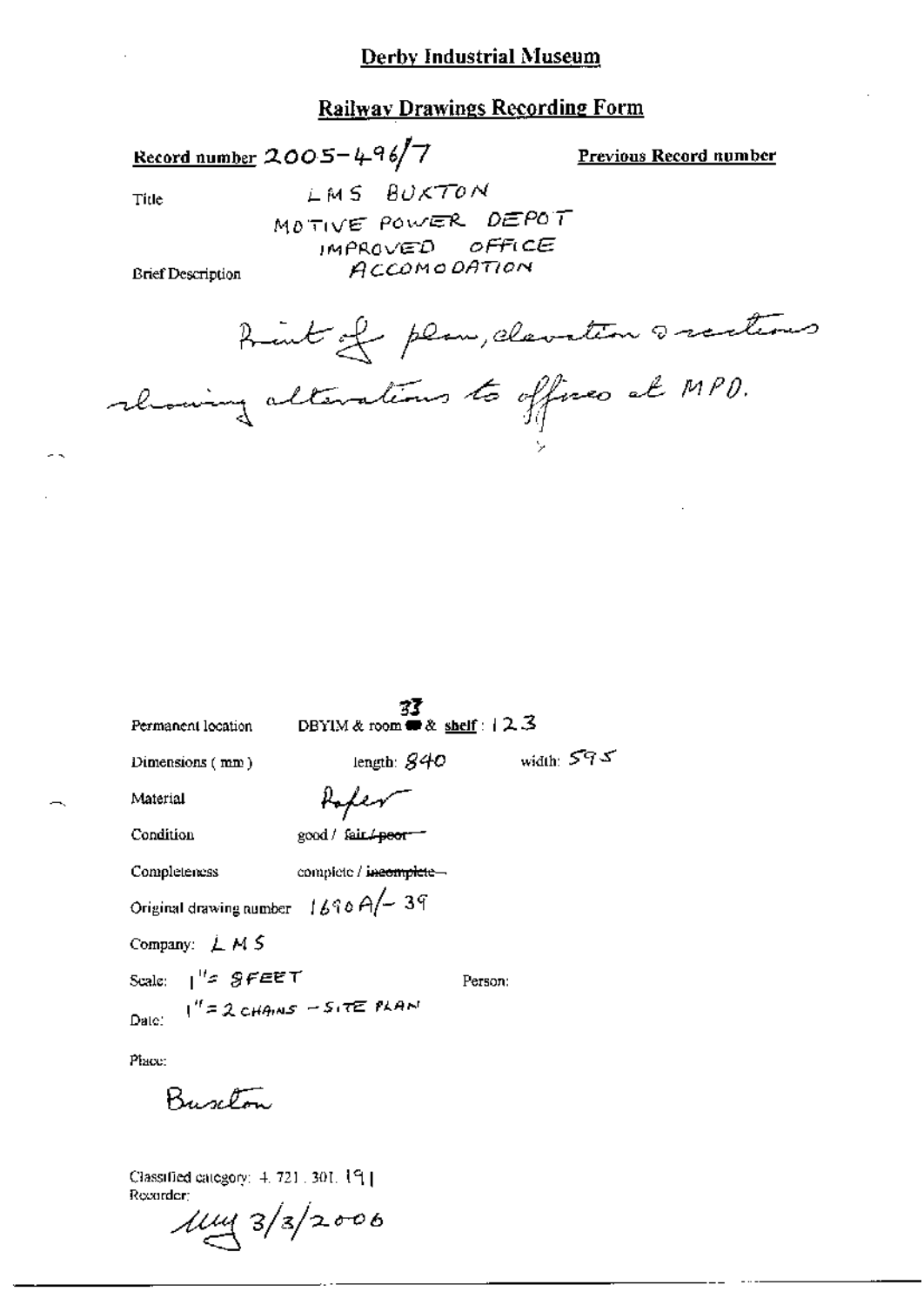# Derby Industrial Museum

## Railway Drawings Recording Form

**Record number** 2005-496/7

**Previous Record number**

Title

LMS BUXTON
MOTIVE POWER DEPOT
IMPROVED OFFICE
ACCOMODATION

Brief Description

Print of plan, elevation & sections showing alterations to offices at MPD.

Permanent location DBYIM & room 33 & shelf: 123

Dimensions (mm) length: 840 width: 595

Material Paper

Condition good / ~~fair / poor~~

Completeness complete / ~~incomplete~~

Original drawing number 1690A/-39

Company: LMS

Scale: 1" = 8FEET
1" = 2 CHAINS - SITE PLAN

Person:

Date:

Place:

Buxton

Classified category: 4.721.301.191

Recorder:

MM 3/3/2006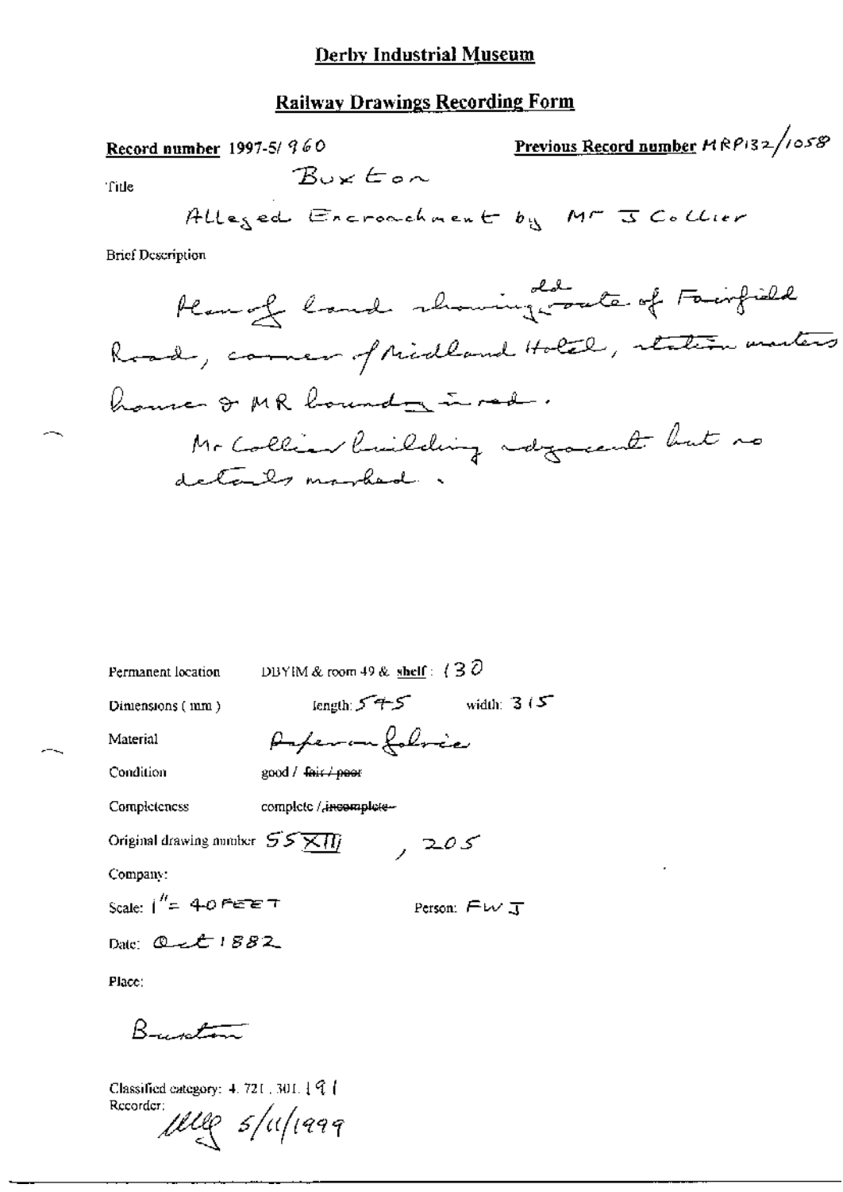# Derby Industrial Museum

## Railway Drawings Recording Form

**Record number** 1997-5/960

**Previous Record number** MRP132/1058

Title

Buxton

Alleged Encroachment by Mr J Collier

Brief Description

Plan of land showing old route of Fairfield Road, corner of Midland Hotel, station masters house & MR boundary in red.

Mr Collier building adjacent but no details marked.

Permanent location DBYIM & room 49 & **shelf**: 130

Dimensions (mm) length: 545 width: 315

Material Paper on fabric

Condition good / ~~fair / poor~~

Completeness complete / ~~incomplete~~

Original drawing number 55 XII, 205

Company:

Scale: 1" = 40 FEET

Person: FWJ

Date: Oct 1882

Place:

Buxton

Classified category: 4. 721. 301. 191

Recorder: [signature] 5/11/1999